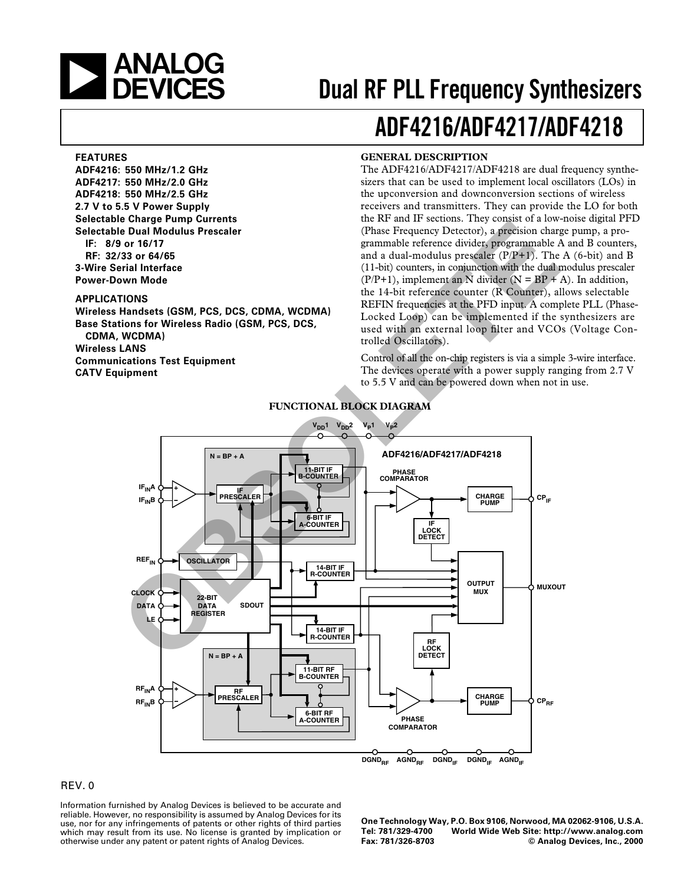# ANALOG DEVICES

# Dual RF PLL Frequency Synthesizers

# ADF4216/ADF4217/ADF4218

## FEATURES

**ADF4216: 550 MHz/1.2 GHz**
**ADF4217: 550 MHz/2.0 GHz**
**ADF4218: 550 MHz/2.5 GHz**
**2.7 V to 5.5 V Power Supply**
**Selectable Charge Pump Currents**
**Selectable Dual Modulus Prescaler**
**IF: 8/9 or 16/17**
**RF: 32/33 or 64/65**
**3-Wire Serial Interface**
**Power-Down Mode**

## APPLICATIONS

**Wireless Handsets (GSM, PCS, DCS, CDMA, WCDMA)**
**Base Stations for Wireless Radio (GSM, PCS, DCS, CDMA, WCDMA)**
**Wireless LANS**
**Communications Test Equipment**
**CATV Equipment**

## GENERAL DESCRIPTION

The ADF4216/ADF4217/ADF4218 are dual frequency synthesizers that can be used to implement local oscillators (LOs) in the upconversion and downconversion sections of wireless receivers and transmitters. They can provide the LO for both the RF and IF sections. They consist of a low-noise digital PFD (Phase Frequency Detector), a precision charge pump, a programmable reference divider, programmable A and B counters, and a dual-modulus prescaler (P/P+1). The A (6-bit) and B (11-bit) counters, in conjunction with the dual modulus prescaler (P/P+1), implement an N divider (N = BP + A). In addition, the 14-bit reference counter (R Counter), allows selectable REFIN frequencies at the PFD input. A complete PLL (Phase-Locked Loop) can be implemented if the synthesizers are used with an external loop filter and VCOs (Voltage Controlled Oscillators).

Control of all the on-chip registers is via a simple 3-wire interface. The devices operate with a power supply ranging from 2.7 V to 5.5 V and can be powered down when not in use.

## FUNCTIONAL BLOCK DIAGRAM

REV. 0

Information furnished by Analog Devices is believed to be accurate and reliable. However, no responsibility is assumed by Analog Devices for its use, nor for any infringements of patents or other rights of third parties which may result from its use. No license is granted by implication or otherwise under any patent or patent rights of Analog Devices.

One Technology Way, P.O. Box 9106, Norwood, MA 02062-9106, U.S.A.
Tel: 781/329-4700 World Wide Web Site: http://www.analog.com
Fax: 781/326-8703 © Analog Devices, Inc., 2000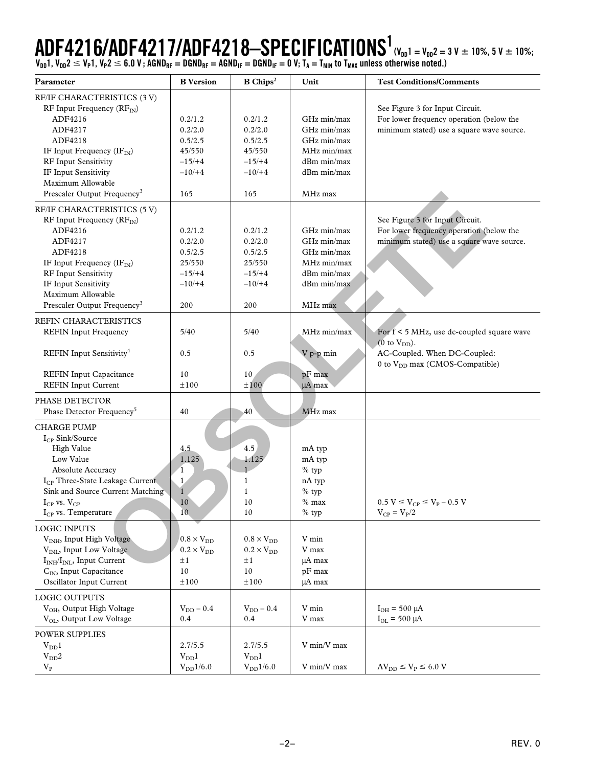# ADF4216/ADF4217/ADF4218–SPECIFICATIONS[1] ($V_{DD}1 = V_{DD}2 = 3$ V ± 10%, 5 V ± 10%; $V_{DD}1$, $V_{DD}2 \leq V_P1$, $V_P2 \leq 6.0$ V; $AGND_{RF} = DGND_{RF} = AGND_{IF} = DGND_{IF} = 0$ V; $T_A = T_{MIN}$ to $T_{MAX}$ unless otherwise noted.)

| Parameter | B Version | B Chips[2] | Unit | Test Conditions/Comments |
|---|---|---|---|---|
| **RF/IF CHARACTERISTICS (3 V)** | | | | |
| RF Input Frequency ($RF_{IN}$) | | | | See Figure 3 for Input Circuit. |
| ADF4216 | 0.2/1.2 | 0.2/1.2 | GHz min/max | For lower frequency operation (below the |
| ADF4217 | 0.2/2.0 | 0.2/2.0 | GHz min/max | minimum stated) use a square wave source. |
| ADF4218 | 0.5/2.5 | 0.5/2.5 | GHz min/max | |
| IF Input Frequency ($IF_{IN}$) | 45/550 | 45/550 | MHz min/max | |
| RF Input Sensitivity | –15/+4 | –15/+4 | dBm min/max | |
| IF Input Sensitivity | –10/+4 | –10/+4 | dBm min/max | |
| Maximum Allowable Prescaler Output Frequency[3] | 165 | 165 | MHz max | |
| **RF/IF CHARACTERISTICS (5 V)** | | | | |
| RF Input Frequency ($RF_{IN}$) | | | | See Figure 3 for Input Circuit. |
| ADF4216 | 0.2/1.2 | 0.2/1.2 | GHz min/max | For lower frequency operation (below the |
| ADF4217 | 0.2/2.0 | 0.2/2.0 | GHz min/max | minimum stated) use a square wave source. |
| ADF4218 | 0.5/2.5 | 0.5/2.5 | GHz min/max | |
| IF Input Frequency ($IF_{IN}$) | 25/550 | 25/550 | MHz min/max | |
| RF Input Sensitivity | –15/+4 | –15/+4 | dBm min/max | |
| IF Input Sensitivity | –10/+4 | –10/+4 | dBm min/max | |
| Maximum Allowable Prescaler Output Frequency[3] | 200 | 200 | MHz max | |
| **REFIN CHARACTERISTICS** | | | | |
| REFIN Input Frequency | 5/40 | 5/40 | MHz min/max | For f < 5 MHz, use dc-coupled square wave (0 to $V_{DD}$). |
| REFIN Input Sensitivity[4] | 0.5 | 0.5 | V p-p min | AC-Coupled. When DC-Coupled: 0 to $V_{DD}$ max (CMOS-Compatible) |
| REFIN Input Capacitance | 10 | 10 | pF max | |
| REFIN Input Current | ±100 | ±100 | µA max | |
| **PHASE DETECTOR** | | | | |
| Phase Detector Frequency[5] | 40 | 40 | MHz max | |
| **CHARGE PUMP** | | | | |
| $I_{CP}$ Sink/Source | | | | |
| High Value | 4.5 | 4.5 | mA typ | |
| Low Value | 1.125 | 1.125 | mA typ | |
| Absolute Accuracy | 1 | 1 | % typ | |
| $I_{CP}$ Three-State Leakage Current | 1 | 1 | nA typ | |
| Sink and Source Current Matching | 1 | 1 | % typ | |
| $I_{CP}$ vs. $V_{CP}$ | 10 | 10 | % max | $0.5\text{ V} \leq V_{CP} \leq V_P - 0.5\text{ V}$ |
| $I_{CP}$ vs. Temperature | 10 | 10 | % typ | $V_{CP} = V_P/2$ |
| **LOGIC INPUTS** | | | | |
| $V_{INH}$, Input High Voltage | $0.8 \times V_{DD}$ | $0.8 \times V_{DD}$ | V min | |
| $V_{INL}$, Input Low Voltage | $0.2 \times V_{DD}$ | $0.2 \times V_{DD}$ | V max | |
| $I_{INH}/I_{INL}$, Input Current | ±1 | ±1 | µA max | |
| $C_{IN}$, Input Capacitance | 10 | 10 | pF max | |
| Oscillator Input Current | ±100 | ±100 | µA max | |
| **LOGIC OUTPUTS** | | | | |
| $V_{OH}$, Output High Voltage | $V_{DD} - 0.4$ | $V_{DD} - 0.4$ | V min | $I_{OH} = 500$ µA |
| $V_{OL}$, Output Low Voltage | 0.4 | 0.4 | V max | $I_{OL} = 500$ µA |
| **POWER SUPPLIES** | | | | |
| $V_{DD}1$ | 2.7/5.5 | 2.7/5.5 | V min/V max | |
| $V_{DD}2$ | $V_{DD}1$ | $V_{DD}1$ | | |
| $V_P$ | $V_{DD}1$/6.0 | $V_{DD}1$/6.0 | V min/V max | $AV_{DD} \leq V_P \leq 6.0$ V |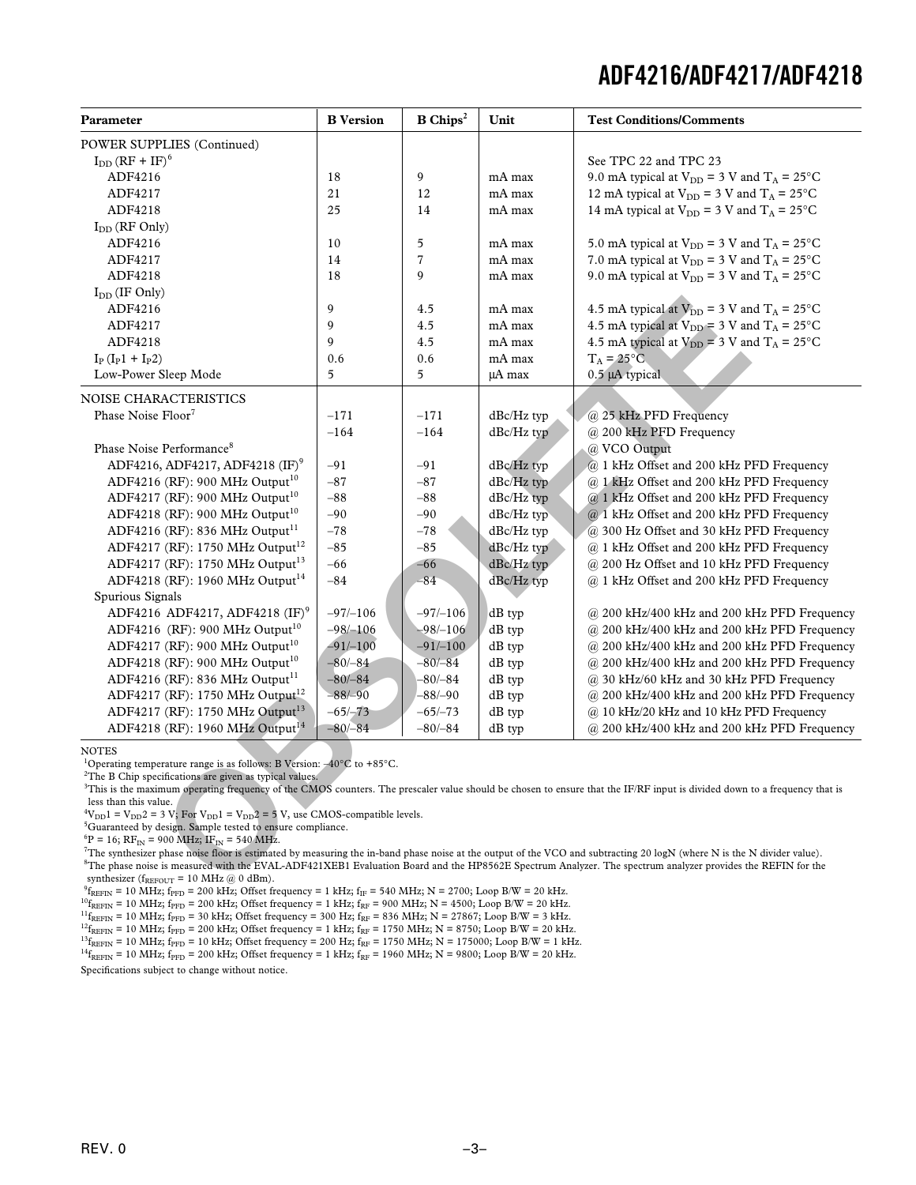| Parameter | B Version | B Chips[2] | Unit | Test Conditions/Comments |
|---|---|---|---|---|
| POWER SUPPLIES (Continued) | | | | |
| $I_{DD}$ (RF + IF)[6] | | | | See TPC 22 and TPC 23 |
| ADF4216 | 18 | 9 | mA max | 9.0 mA typical at $V_{DD}$ = 3 V and $T_A$ = 25°C |
| ADF4217 | 21 | 12 | mA max | 12 mA typical at $V_{DD}$ = 3 V and $T_A$ = 25°C |
| ADF4218 | 25 | 14 | mA max | 14 mA typical at $V_{DD}$ = 3 V and $T_A$ = 25°C |
| $I_{DD}$ (RF Only) | | | | |
| ADF4216 | 10 | 5 | mA max | 5.0 mA typical at $V_{DD}$ = 3 V and $T_A$ = 25°C |
| ADF4217 | 14 | 7 | mA max | 7.0 mA typical at $V_{DD}$ = 3 V and $T_A$ = 25°C |
| ADF4218 | 18 | 9 | mA max | 9.0 mA typical at $V_{DD}$ = 3 V and $T_A$ = 25°C |
| $I_{DD}$ (IF Only) | | | | |
| ADF4216 | 9 | 4.5 | mA max | 4.5 mA typical at $V_{DD}$ = 3 V and $T_A$ = 25°C |
| ADF4217 | 9 | 4.5 | mA max | 4.5 mA typical at $V_{DD}$ = 3 V and $T_A$ = 25°C |
| ADF4218 | 9 | 4.5 | mA max | 4.5 mA typical at $V_{DD}$ = 3 V and $T_A$ = 25°C |
| $I_P$ ($I_P1$ + $I_P2$) | 0.6 | 0.6 | mA max | $T_A$ = 25°C |
| Low-Power Sleep Mode | 5 | 5 | µA max | 0.5 µA typical |
| NOISE CHARACTERISTICS | | | | |
| Phase Noise Floor[7] | –171 | –171 | dBc/Hz typ | @ 25 kHz PFD Frequency |
| | –164 | –164 | dBc/Hz typ | @ 200 kHz PFD Frequency |
| Phase Noise Performance[8] | | | | @ VCO Output |
| ADF4216, ADF4217, ADF4218 (IF)[9] | –91 | –91 | dBc/Hz typ | @ 1 kHz Offset and 200 kHz PFD Frequency |
| ADF4216 (RF): 900 MHz Output[10] | –87 | –87 | dBc/Hz typ | @ 1 kHz Offset and 200 kHz PFD Frequency |
| ADF4217 (RF): 900 MHz Output[10] | –88 | –88 | dBc/Hz typ | @ 1 kHz Offset and 200 kHz PFD Frequency |
| ADF4218 (RF): 900 MHz Output[10] | –90 | –90 | dBc/Hz typ | @ 1 kHz Offset and 200 kHz PFD Frequency |
| ADF4216 (RF): 836 MHz Output[11] | –78 | –78 | dBc/Hz typ | @ 300 Hz Offset and 30 kHz PFD Frequency |
| ADF4217 (RF): 1750 MHz Output[12] | –85 | –85 | dBc/Hz typ | @ 1 kHz Offset and 200 kHz PFD Frequency |
| ADF4217 (RF): 1750 MHz Output[13] | –66 | –66 | dBc/Hz typ | @ 200 Hz Offset and 10 kHz PFD Frequency |
| ADF4218 (RF): 1960 MHz Output[14] | –84 | –84 | dBc/Hz typ | @ 1 kHz Offset and 200 kHz PFD Frequency |
| Spurious Signals | | | | |
| ADF4216 ADF4217, ADF4218 (IF)[9] | –97/–106 | –97/–106 | dB typ | @ 200 kHz/400 kHz and 200 kHz PFD Frequency |
| ADF4216 (RF): 900 MHz Output[10] | –98/–106 | –98/–106 | dB typ | @ 200 kHz/400 kHz and 200 kHz PFD Frequency |
| ADF4217 (RF): 900 MHz Output[10] | –91/–100 | –91/–100 | dB typ | @ 200 kHz/400 kHz and 200 kHz PFD Frequency |
| ADF4218 (RF): 900 MHz Output[10] | –80/–84 | –80/–84 | dB typ | @ 200 kHz/400 kHz and 200 kHz PFD Frequency |
| ADF4216 (RF): 836 MHz Output[11] | –80/–84 | –80/–84 | dB typ | @ 30 kHz/60 kHz and 30 kHz PFD Frequency |
| ADF4217 (RF): 1750 MHz Output[12] | –88/–90 | –88/–90 | dB typ | @ 200 kHz/400 kHz and 200 kHz PFD Frequency |
| ADF4217 (RF): 1750 MHz Output[13] | –65/–73 | –65/–73 | dB typ | @ 10 kHz/20 kHz and 10 kHz PFD Frequency |
| ADF4218 (RF): 1960 MHz Output[14] | –80/–84 | –80/–84 | dB typ | @ 200 kHz/400 kHz and 200 kHz PFD Frequency |

NOTES

[1]Operating temperature range is as follows: B Version: –40°C to +85°C.

[2]The B Chip specifications are given as typical values.

[3]This is the maximum operating frequency of the CMOS counters. The prescaler value should be chosen to ensure that the IF/RF input is divided down to a frequency that is less than this value.

[4]$V_{DD}1 = V_{DD}2$ = 3 V; For $V_{DD}1 = V_{DD}2$ = 5 V, use CMOS-compatible levels.

[5]Guaranteed by design. Sample tested to ensure compliance.

[6]P = 16; $RF_{IN}$ = 900 MHz; $IF_{IN}$ = 540 MHz.

[7]The synthesizer phase noise floor is estimated by measuring the in-band phase noise at the output of the VCO and subtracting 20 logN (where N is the N divider value).

[8]The phase noise is measured with the EVAL-ADF421XEB1 Evaluation Board and the HP8562E Spectrum Analyzer. The spectrum analyzer provides the REFIN for the synthesizer ($f_{REFOUT}$ = 10 MHz @ 0 dBm).

[9]$f_{REFIN}$ = 10 MHz; $f_{PFD}$ = 200 kHz; Offset frequency = 1 kHz; $f_{IF}$ = 540 MHz; N = 2700; Loop B/W = 20 kHz.

[10]$f_{REFIN}$ = 10 MHz; $f_{PFD}$ = 200 kHz; Offset frequency = 1 kHz; $f_{RF}$ = 900 MHz; N = 4500; Loop B/W = 20 kHz.

[11]$f_{REFIN}$ = 10 MHz; $f_{PFD}$ = 30 kHz; Offset frequency = 300 Hz; $f_{RF}$ = 836 MHz; N = 27867; Loop B/W = 3 kHz.

[12]$f_{REFIN}$ = 10 MHz; $f_{PFD}$ = 200 kHz; Offset frequency = 1 kHz; $f_{RF}$ = 1750 MHz; N = 8750; Loop B/W = 20 kHz.

[13]$f_{REFIN}$ = 10 MHz; $f_{PFD}$ = 10 kHz; Offset frequency = 200 Hz; $f_{RF}$ = 1750 MHz; N = 175000; Loop B/W = 1 kHz.

[14]$f_{REFIN}$ = 10 MHz; $f_{PFD}$ = 200 kHz; Offset frequency = 1 kHz; $f_{RF}$ = 1960 MHz; N = 9800; Loop B/W = 20 kHz.

Specifications subject to change without notice.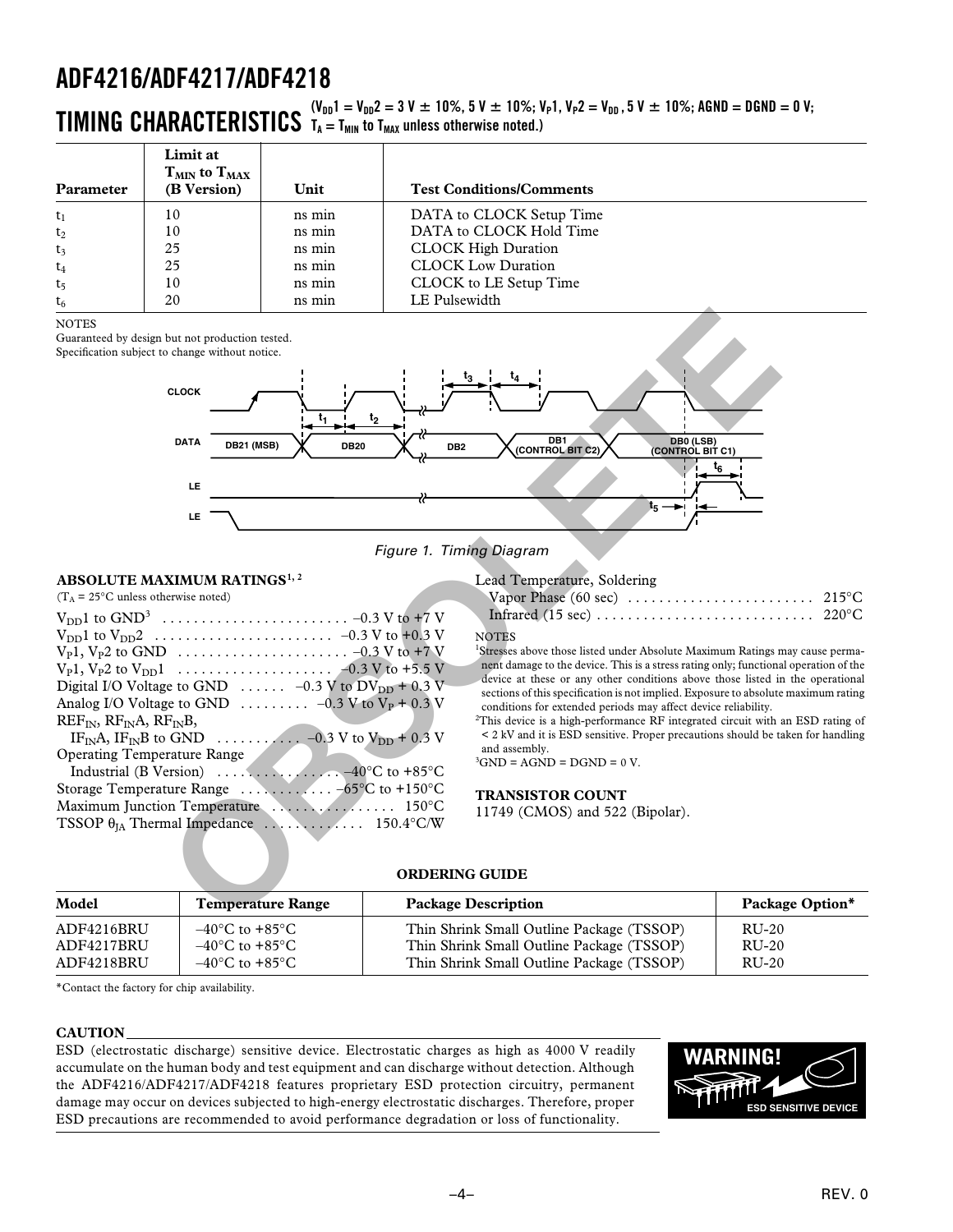## TIMING CHARACTERISTICS

($V_{DD}1 = V_{DD}2 = 3\ V \pm 10\%, 5\ V \pm 10\%; V_P1, V_P2 = V_{DD}, 5\ V \pm 10\%; AGND = DGND = 0\ V; T_A = T_{MIN}$ to $T_{MAX}$ unless otherwise noted.)

| Parameter | Limit at $T_{MIN}$ to $T_{MAX}$ (B Version) | Unit | Test Conditions/Comments |
|---|---|---|---|
| $t_1$ | 10 | ns min | DATA to CLOCK Setup Time |
| $t_2$ | 10 | ns min | DATA to CLOCK Hold Time |
| $t_3$ | 25 | ns min | CLOCK High Duration |
| $t_4$ | 25 | ns min | CLOCK Low Duration |
| $t_5$ | 10 | ns min | CLOCK to LE Setup Time |
| $t_6$ | 20 | ns min | LE Pulsewidth |

NOTES

Guaranteed by design but not production tested.

Specification subject to change without notice.

Figure 1. Timing Diagram

## ABSOLUTE MAXIMUM RATINGS[1, 2]

($T_A$ = 25°C unless otherwise noted)

- $V_{DD}1$ to GND[3] . . . –0.3 V to +7 V
- $V_{DD}1$ to $V_{DD}2$ . . . –0.3 V to +0.3 V
- $V_P1$, $V_P2$ to GND . . . –0.3 V to +7 V
- $V_P1$, $V_P2$ to $V_{DD}1$ . . . –0.3 V to +5.5 V
- Digital I/O Voltage to GND . . . –0.3 V to $DV_{DD}$ + 0.3 V
- Analog I/O Voltage to GND . . . –0.3 V to $V_P$ + 0.3 V
- $REF_{IN}$, $RF_{IN}A$, $RF_{IN}B$, $IF_{IN}A$, $IF_{IN}B$ to GND . . . –0.3 V to $V_{DD}$ + 0.3 V
- Operating Temperature Range
  - Industrial (B Version) . . . –40°C to +85°C
- Storage Temperature Range . . . –65°C to +150°C
- Maximum Junction Temperature . . . 150°C
- TSSOP $\theta_{JA}$ Thermal Impedance . . . 150.4°C/W
- Lead Temperature, Soldering
  - Vapor Phase (60 sec) . . . 215°C
  - Infrared (15 sec) . . . 220°C

NOTES

[1]Stresses above those listed under Absolute Maximum Ratings may cause permanent damage to the device. This is a stress rating only; functional operation of the device at these or any other conditions above those listed in the operational sections of this specification is not implied. Exposure to absolute maximum rating conditions for extended periods may affect device reliability.

[2]This device is a high-performance RF integrated circuit with an ESD rating of < 2 kV and it is ESD sensitive. Proper precautions should be taken for handling and assembly.

[3]GND = AGND = DGND = 0 V.

## TRANSISTOR COUNT

11749 (CMOS) and 522 (Bipolar).

## ORDERING GUIDE

| Model | Temperature Range | Package Description | Package Option* |
|---|---|---|---|
| ADF4216BRU | –40°C to +85°C | Thin Shrink Small Outline Package (TSSOP) | RU-20 |
| ADF4217BRU | –40°C to +85°C | Thin Shrink Small Outline Package (TSSOP) | RU-20 |
| ADF4218BRU | –40°C to +85°C | Thin Shrink Small Outline Package (TSSOP) | RU-20 |

*Contact the factory for chip availability.

## CAUTION

ESD (electrostatic discharge) sensitive device. Electrostatic charges as high as 4000 V readily accumulate on the human body and test equipment and can discharge without detection. Although the ADF4216/ADF4217/ADF4218 features proprietary ESD protection circuitry, permanent damage may occur on devices subjected to high-energy electrostatic discharges. Therefore, proper ESD precautions are recommended to avoid performance degradation or loss of functionality.

WARNING!

ESD SENSITIVE DEVICE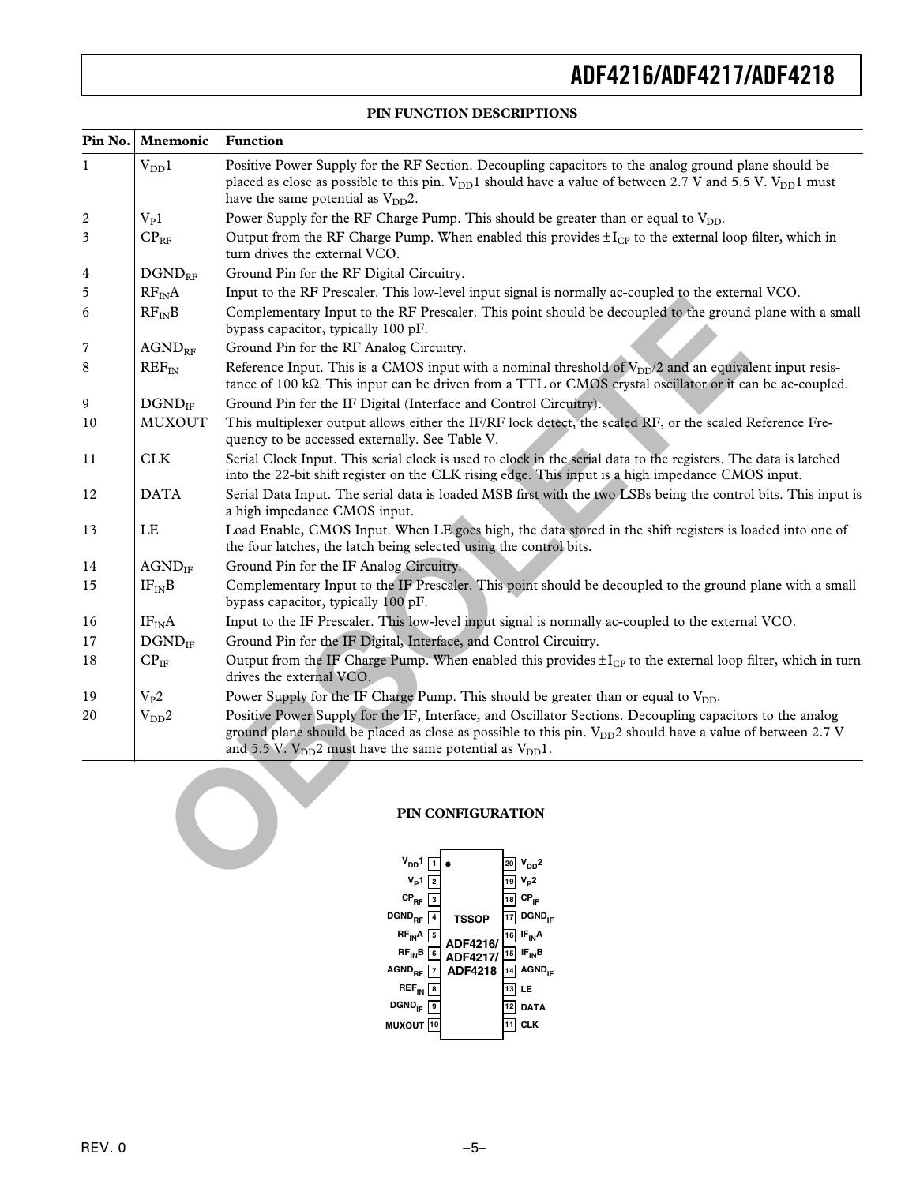## PIN FUNCTION DESCRIPTIONS

| Pin No. | Mnemonic | Function |
|---|---|---|
| 1 | $V_{DD}1$ | Positive Power Supply for the RF Section. Decoupling capacitors to the analog ground plane should be placed as close as possible to this pin. $V_{DD}1$ should have a value of between 2.7 V and 5.5 V. $V_{DD}1$ must have the same potential as $V_{DD}2$. |
| 2 | $V_P1$ | Power Supply for the RF Charge Pump. This should be greater than or equal to $V_{DD}$. |
| 3 | $CP_{RF}$ | Output from the RF Charge Pump. When enabled this provides $\pm I_{CP}$ to the external loop filter, which in turn drives the external VCO. |
| 4 | $DGND_{RF}$ | Ground Pin for the RF Digital Circuitry. |
| 5 | $RF_{IN}A$ | Input to the RF Prescaler. This low-level input signal is normally ac-coupled to the external VCO. |
| 6 | $RF_{IN}B$ | Complementary Input to the RF Prescaler. This point should be decoupled to the ground plane with a small bypass capacitor, typically 100 pF. |
| 7 | $AGND_{RF}$ | Ground Pin for the RF Analog Circuitry. |
| 8 | $REF_{IN}$ | Reference Input. This is a CMOS input with a nominal threshold of $V_{DD}/2$ and an equivalent input resistance of 100 kΩ. This input can be driven from a TTL or CMOS crystal oscillator or it can be ac-coupled. |
| 9 | $DGND_{IF}$ | Ground Pin for the IF Digital (Interface and Control Circuitry). |
| 10 | MUXOUT | This multiplexer output allows either the IF/RF lock detect, the scaled RF, or the scaled Reference Frequency to be accessed externally. See Table V. |
| 11 | CLK | Serial Clock Input. This serial clock is used to clock in the serial data to the registers. The data is latched into the 22-bit shift register on the CLK rising edge. This input is a high impedance CMOS input. |
| 12 | DATA | Serial Data Input. The serial data is loaded MSB first with the two LSBs being the control bits. This input is a high impedance CMOS input. |
| 13 | LE | Load Enable, CMOS Input. When LE goes high, the data stored in the shift registers is loaded into one of the four latches, the latch being selected using the control bits. |
| 14 | $AGND_{IF}$ | Ground Pin for the IF Analog Circuitry. |
| 15 | $IF_{IN}B$ | Complementary Input to the IF Prescaler. This point should be decoupled to the ground plane with a small bypass capacitor, typically 100 pF. |
| 16 | $IF_{IN}A$ | Input to the IF Prescaler. This low-level input signal is normally ac-coupled to the external VCO. |
| 17 | $DGND_{IF}$ | Ground Pin for the IF Digital, Interface, and Control Circuitry. |
| 18 | $CP_{IF}$ | Output from the IF Charge Pump. When enabled this provides $\pm I_{CP}$ to the external loop filter, which in turn drives the external VCO. |
| 19 | $V_P2$ | Power Supply for the IF Charge Pump. This should be greater than or equal to $V_{DD}$. |
| 20 | $V_{DD}2$ | Positive Power Supply for the IF, Interface, and Oscillator Sections. Decoupling capacitors to the analog ground plane should be placed as close as possible to this pin. $V_{DD}2$ should have a value of between 2.7 V and 5.5 V. $V_{DD}2$ must have the same potential as $V_{DD}1$. |

## PIN CONFIGURATION

TSSOP — ADF4216/ADF4217/ADF4218

| Pin | Name | Pin | Name |
|---|---|---|---|
| 1 | $V_{DD}1$ | 20 | $V_{DD}2$ |
| 2 | $V_P1$ | 19 | $V_P2$ |
| 3 | $CP_{RF}$ | 18 | $CP_{IF}$ |
| 4 | $DGND_{RF}$ | 17 | $DGND_{IF}$ |
| 5 | $RF_{IN}A$ | 16 | $IF_{IN}A$ |
| 6 | $RF_{IN}B$ | 15 | $IF_{IN}B$ |
| 7 | $AGND_{RF}$ | 14 | $AGND_{IF}$ |
| 8 | $REF_{IN}$ | 13 | LE |
| 9 | $DGND_{IF}$ | 12 | DATA |
| 10 | MUXOUT | 11 | CLK |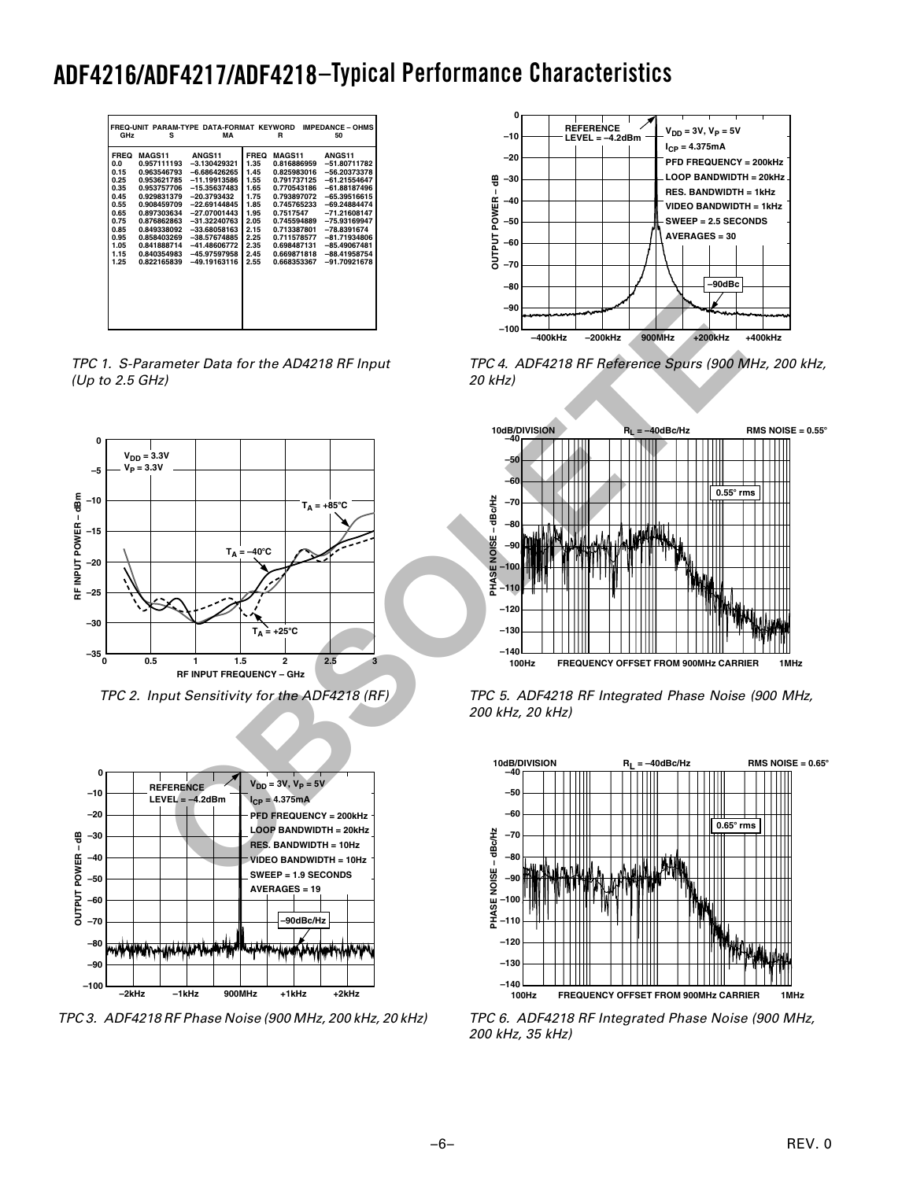# ADF4216/ADF4217/ADF4218–Typical Performance Characteristics

| FREQ-UNIT GHz | PARAM-TYPE S | DATA-FORMAT MA | KEYWORD R | IMPEDANCE – OHMS 50 | |
|---|---|---|---|---|---|
| **FREQ** | **MAGS11** | **ANGS11** | **FREQ** | **MAGS11** | **ANGS11** |
| 0.0 | 0.957111193 | –3.130429321 | 1.35 | 0.816886959 | –51.80711782 |
| 0.15 | 0.963546793 | –6.686426265 | 1.45 | 0.825983016 | –56.20373378 |
| 0.25 | 0.953621785 | –11.19913586 | 1.55 | 0.791737125 | –61.21554647 |
| 0.35 | 0.953757706 | –15.35637483 | 1.65 | 0.770543186 | –61.88187496 |
| 0.45 | 0.929831379 | –20.3793432 | 1.75 | 0.793897072 | –65.39516615 |
| 0.55 | 0.908459709 | –22.69144845 | 1.85 | 0.745765233 | –69.24884474 |
| 0.65 | 0.897303634 | –27.07001443 | 1.95 | 0.7517547 | –71.21608147 |
| 0.75 | 0.876862863 | –31.32240763 | 2.05 | 0.745594889 | –75.93169947 |
| 0.85 | 0.849338092 | –33.68058163 | 2.15 | 0.713387801 | –78.8391674 |
| 0.95 | 0.858403269 | –38.57674885 | 2.25 | 0.711578577 | –81.71934806 |
| 1.05 | 0.841888714 | –41.48606772 | 2.35 | 0.698487131 | –85.49067481 |
| 1.15 | 0.840354983 | –45.97597958 | 2.45 | 0.669871818 | –88.41958754 |
| 1.25 | 0.822165839 | –49.19163116 | 2.55 | 0.668353367 | –91.70921678 |

*TPC 1. S-Parameter Data for the AD4218 RF Input (Up to 2.5 GHz)*

*TPC 2. Input Sensitivity for the ADF4218 (RF)*

*TPC 3. ADF4218 RF Phase Noise (900 MHz, 200 kHz, 20 kHz)*

*TPC 4. ADF4218 RF Reference Spurs (900 MHz, 200 kHz, 20 kHz)*

*TPC 5. ADF4218 RF Integrated Phase Noise (900 MHz, 200 kHz, 20 kHz)*

*TPC 6. ADF4218 RF Integrated Phase Noise (900 MHz, 200 kHz, 35 kHz)*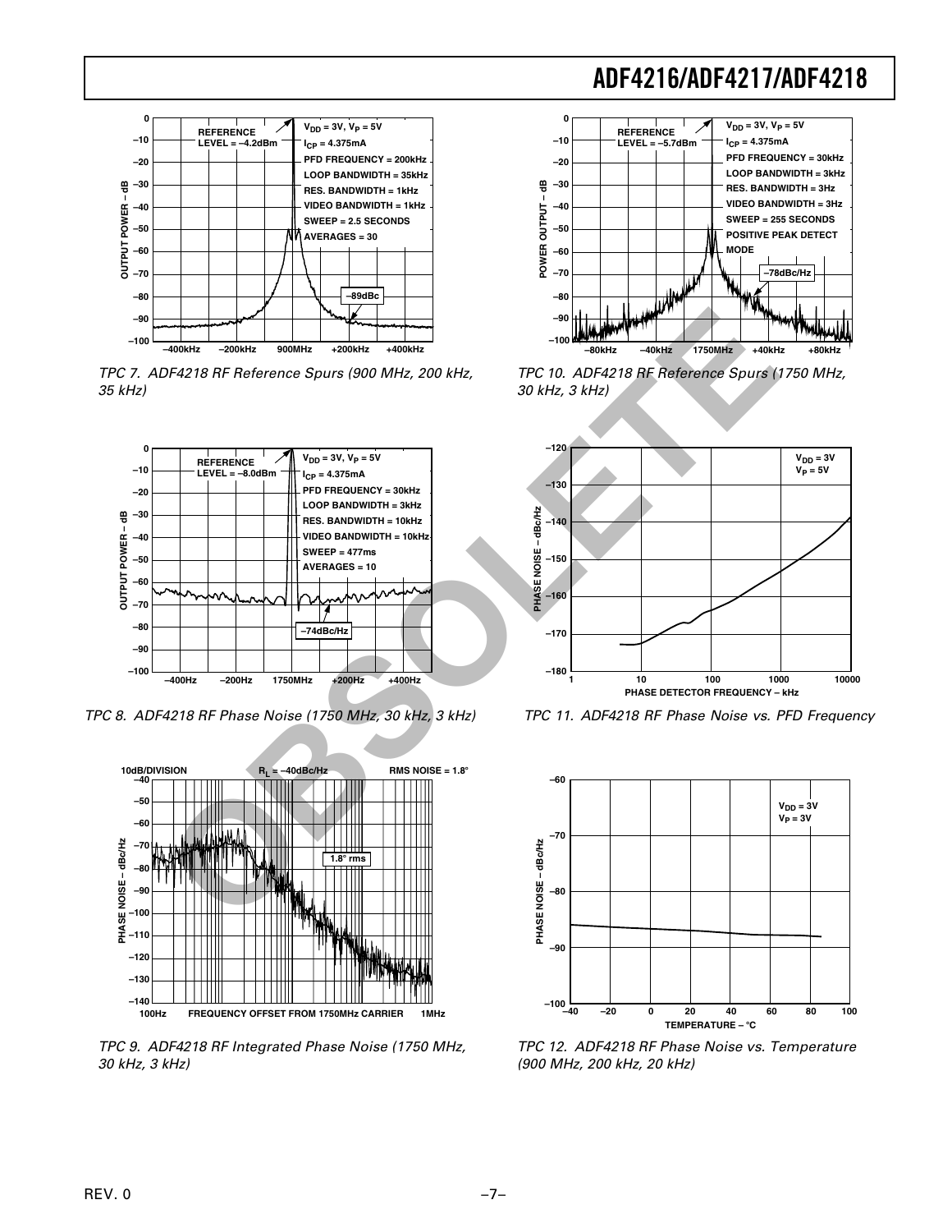TPC 7. ADF4218 RF Reference Spurs (900 MHz, 200 kHz, 35 kHz)

TPC 8. ADF4218 RF Phase Noise (1750 MHz, 30 kHz, 3 kHz)

TPC 9. ADF4218 RF Integrated Phase Noise (1750 MHz, 30 kHz, 3 kHz)

TPC 10. ADF4218 RF Reference Spurs (1750 MHz, 30 kHz, 3 kHz)

TPC 11. ADF4218 RF Phase Noise vs. PFD Frequency

TPC 12. ADF4218 RF Phase Noise vs. Temperature (900 MHz, 200 kHz, 20 kHz)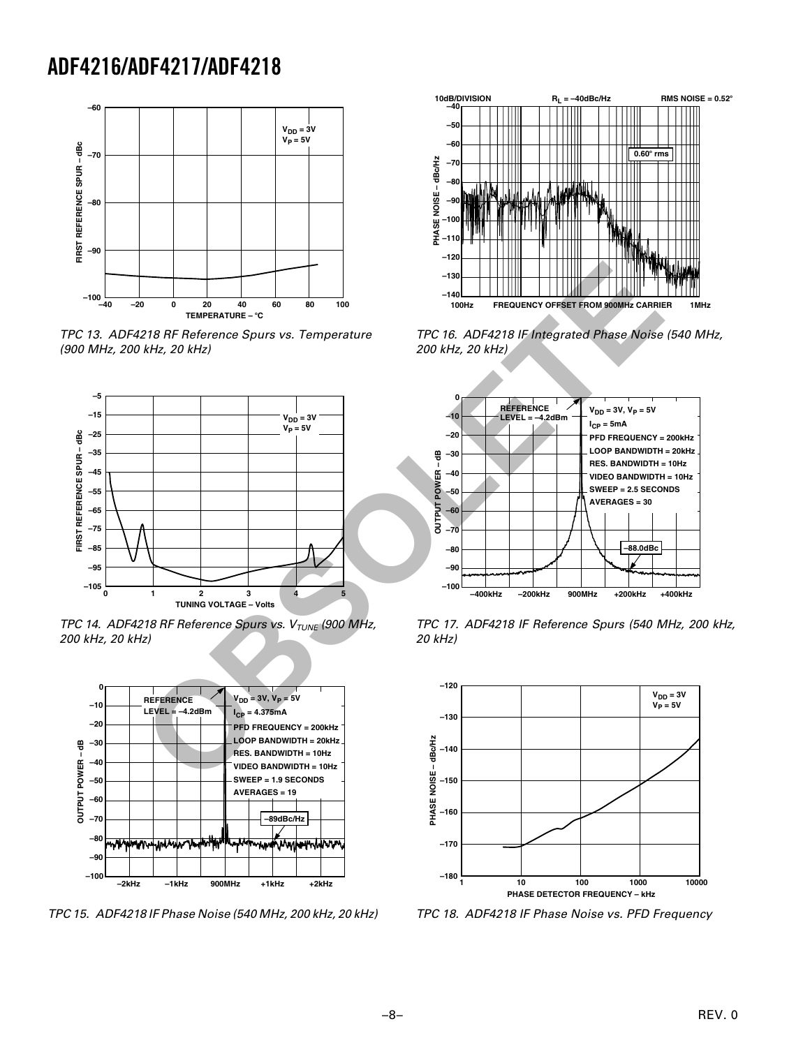TPC 13. ADF4218 RF Reference Spurs vs. Temperature (900 MHz, 200 kHz, 20 kHz)

TPC 14. ADF4218 RF Reference Spurs vs. $V_{TUNE}$ (900 MHz, 200 kHz, 20 kHz)

TPC 15. ADF4218 IF Phase Noise (540 MHz, 200 kHz, 20 kHz)

TPC 16. ADF4218 IF Integrated Phase Noise (540 MHz, 200 kHz, 20 kHz)

TPC 17. ADF4218 IF Reference Spurs (540 MHz, 200 kHz, 20 kHz)

TPC 18. ADF4218 IF Phase Noise vs. PFD Frequency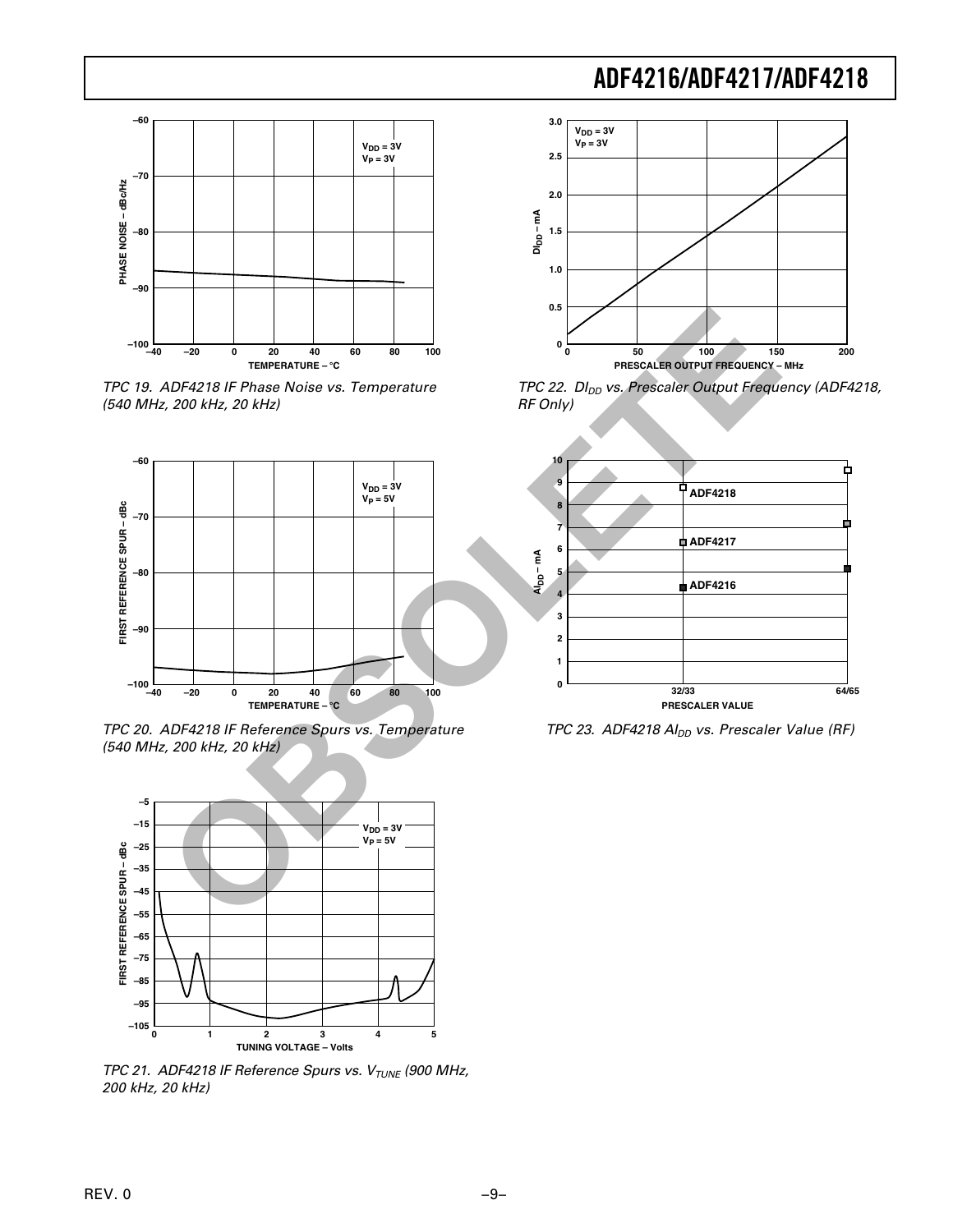TPC 19. ADF4218 IF Phase Noise vs. Temperature (540 MHz, 200 kHz, 20 kHz)

TPC 20. ADF4218 IF Reference Spurs vs. Temperature (540 MHz, 200 kHz, 20 kHz)

TPC 21. ADF4218 IF Reference Spurs vs. $V_{TUNE}$ (900 MHz, 200 kHz, 20 kHz)

TPC 22. $DI_{DD}$ vs. Prescaler Output Frequency (ADF4218, RF Only)

TPC 23. ADF4218 $AI_{DD}$ vs. Prescaler Value (RF)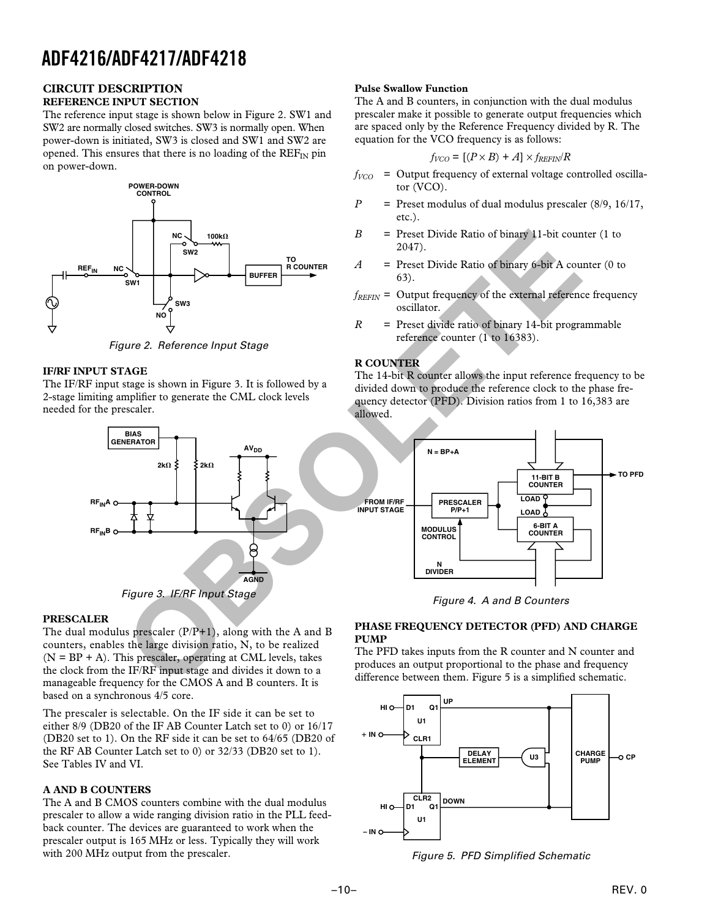## CIRCUIT DESCRIPTION

### REFERENCE INPUT SECTION

The reference input stage is shown below in Figure 2. SW1 and SW2 are normally closed switches. SW3 is normally open. When power-down is initiated, SW3 is closed and SW1 and SW2 are opened. This ensures that there is no loading of the $REF_{IN}$ pin on power-down.

Figure 2. Reference Input Stage

### IF/RF INPUT STAGE

The IF/RF input stage is shown in Figure 3. It is followed by a 2-stage limiting amplifier to generate the CML clock levels needed for the prescaler.

Figure 3. IF/RF Input Stage

### PRESCALER

The dual modulus prescaler (P/P+1), along with the A and B counters, enables the large division ratio, N, to be realized (N = BP + A). This prescaler, operating at CML levels, takes the clock from the IF/RF input stage and divides it down to a manageable frequency for the CMOS A and B counters. It is based on a synchronous 4/5 core.

The prescaler is selectable. On the IF side it can be set to either 8/9 (DB20 of the IF AB Counter Latch set to 0) or 16/17 (DB20 set to 1). On the RF side it can be set to 64/65 (DB20 of the RF AB Counter Latch set to 0) or 32/33 (DB20 set to 1). See Tables IV and VI.

### A AND B COUNTERS

The A and B CMOS counters combine with the dual modulus prescaler to allow a wide ranging division ratio in the PLL feedback counter. The devices are guaranteed to work when the prescaler output is 165 MHz or less. Typically they will work with 200 MHz output from the prescaler.

#### Pulse Swallow Function

The A and B counters, in conjunction with the dual modulus prescaler make it possible to generate output frequencies which are spaced only by the Reference Frequency divided by R. The equation for the VCO frequency is as follows:

$$f_{VCO} = [(P \times B) + A] \times f_{REFIN}/R$$

$f_{VCO}$ = Output frequency of external voltage controlled oscillator (VCO).

$P$ = Preset modulus of dual modulus prescaler (8/9, 16/17, etc.).

$B$ = Preset Divide Ratio of binary 11-bit counter (1 to 2047).

$A$ = Preset Divide Ratio of binary 6-bit A counter (0 to 63).

$f_{REFIN}$ = Output frequency of the external reference frequency oscillator.

$R$ = Preset divide ratio of binary 14-bit programmable reference counter (1 to 16383).

### R COUNTER

The 14-bit R counter allows the input reference frequency to be divided down to produce the reference clock to the phase frequency detector (PFD). Division ratios from 1 to 16,383 are allowed.

Figure 4. A and B Counters

### PHASE FREQUENCY DETECTOR (PFD) AND CHARGE PUMP

The PFD takes inputs from the R counter and N counter and produces an output proportional to the phase and frequency difference between them. Figure 5 is a simplified schematic.

Figure 5. PFD Simplified Schematic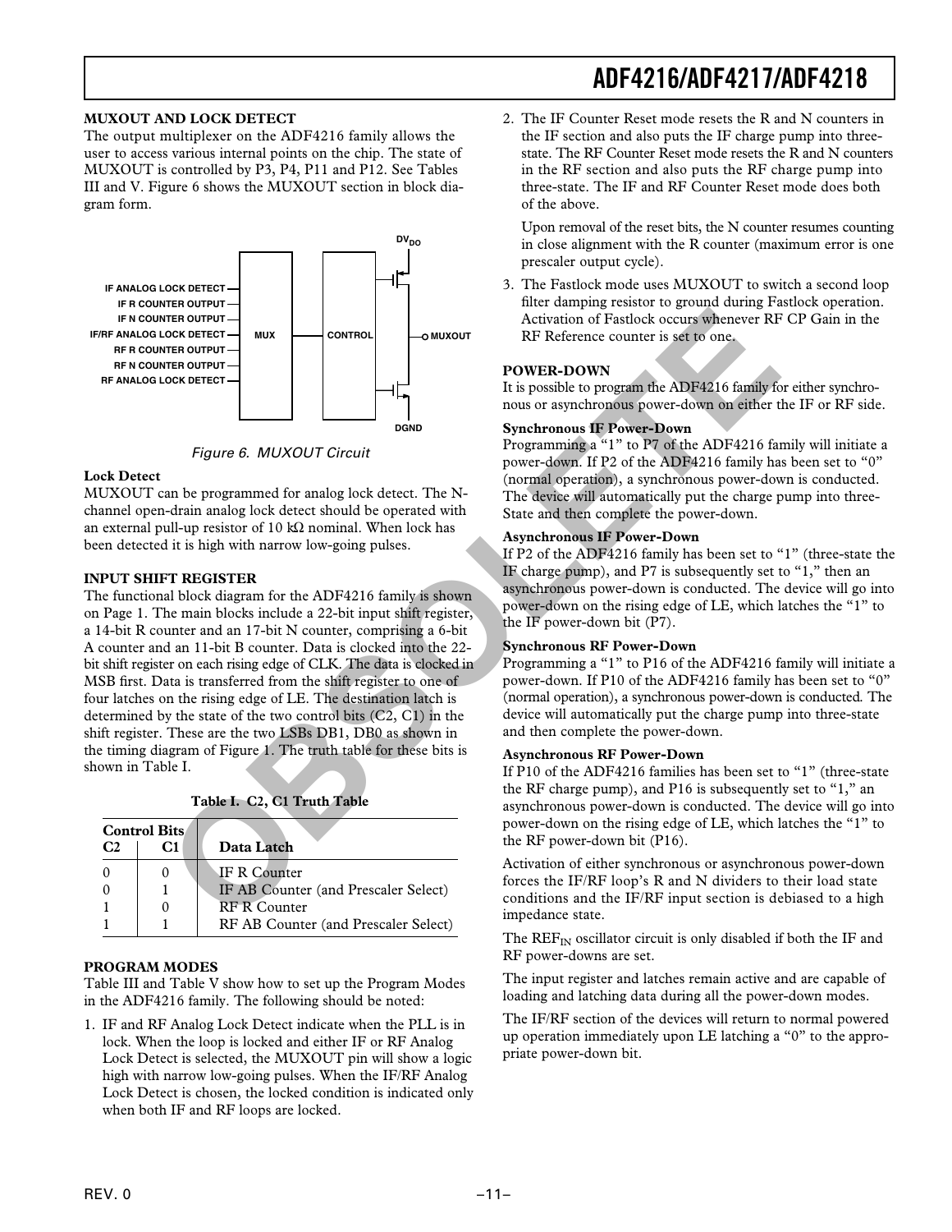## MUXOUT AND LOCK DETECT

The output multiplexer on the ADF4216 family allows the user to access various internal points on the chip. The state of MUXOUT is controlled by P3, P4, P11 and P12. See Tables III and V. Figure 6 shows the MUXOUT section in block diagram form.

*Figure 6. MUXOUT Circuit*

### Lock Detect

MUXOUT can be programmed for analog lock detect. The N-channel open-drain analog lock detect should be operated with an external pull-up resistor of 10 kΩ nominal. When lock has been detected it is high with narrow low-going pulses.

## INPUT SHIFT REGISTER

The functional block diagram for the ADF4216 family is shown on Page 1. The main blocks include a 22-bit input shift register, a 14-bit R counter and an 17-bit N counter, comprising a 6-bit A counter and an 11-bit B counter. Data is clocked into the 22-bit shift register on each rising edge of CLK. The data is clocked in MSB first. Data is transferred from the shift register to one of four latches on the rising edge of LE. The destination latch is determined by the state of the two control bits (C2, C1) in the shift register. These are the two LSBs DB1, DB0 as shown in the timing diagram of Figure 1. The truth table for these bits is shown in Table I.

**Table I. C2, C1 Truth Table**

| Control Bits C2 | C1 | Data Latch |
|---|---|---|
| 0 | 0 | IF R Counter |
| 0 | 1 | IF AB Counter (and Prescaler Select) |
| 1 | 0 | RF R Counter |
| 1 | 1 | RF AB Counter (and Prescaler Select) |

## PROGRAM MODES

Table III and Table V show how to set up the Program Modes in the ADF4216 family. The following should be noted:

1. IF and RF Analog Lock Detect indicate when the PLL is in lock. When the loop is locked and either IF or RF Analog Lock Detect is selected, the MUXOUT pin will show a logic high with narrow low-going pulses. When the IF/RF Analog Lock Detect is chosen, the locked condition is indicated only when both IF and RF loops are locked.

2. The IF Counter Reset mode resets the R and N counters in the IF section and also puts the IF charge pump into three-state. The RF Counter Reset mode resets the R and N counters in the RF section and also puts the RF charge pump into three-state. The IF and RF Counter Reset mode does both of the above.

   Upon removal of the reset bits, the N counter resumes counting in close alignment with the R counter (maximum error is one prescaler output cycle).

3. The Fastlock mode uses MUXOUT to switch a second loop filter damping resistor to ground during Fastlock operation. Activation of Fastlock occurs whenever RF CP Gain in the RF Reference counter is set to one.

## POWER-DOWN

It is possible to program the ADF4216 family for either synchronous or asynchronous power-down on either the IF or RF side.

### Synchronous IF Power-Down

Programming a "1" to P7 of the ADF4216 family will initiate a power-down. If P2 of the ADF4216 family has been set to "0" (normal operation), a synchronous power-down is conducted. The device will automatically put the charge pump into three-State and then complete the power-down.

### Asynchronous IF Power-Down

If P2 of the ADF4216 family has been set to "1" (three-state the IF charge pump), and P7 is subsequently set to "1," then an asynchronous power-down is conducted. The device will go into power-down on the rising edge of LE, which latches the "1" to the IF power-down bit (P7).

### Synchronous RF Power-Down

Programming a "1" to P16 of the ADF4216 family will initiate a power-down. If P10 of the ADF4216 family has been set to "0" (normal operation), a synchronous power-down is conducted. The device will automatically put the charge pump into three-state and then complete the power-down.

### Asynchronous RF Power-Down

If P10 of the ADF4216 families has been set to "1" (three-state the RF charge pump), and P16 is subsequently set to "1," an asynchronous power-down is conducted. The device will go into power-down on the rising edge of LE, which latches the "1" to the RF power-down bit (P16).

Activation of either synchronous or asynchronous power-down forces the IF/RF loop's R and N dividers to their load state conditions and the IF/RF input section is debiased to a high impedance state.

The $REF_{IN}$ oscillator circuit is only disabled if both the IF and RF power-downs are set.

The input register and latches remain active and are capable of loading and latching data during all the power-down modes.

The IF/RF section of the devices will return to normal powered up operation immediately upon LE latching a "0" to the appropriate power-down bit.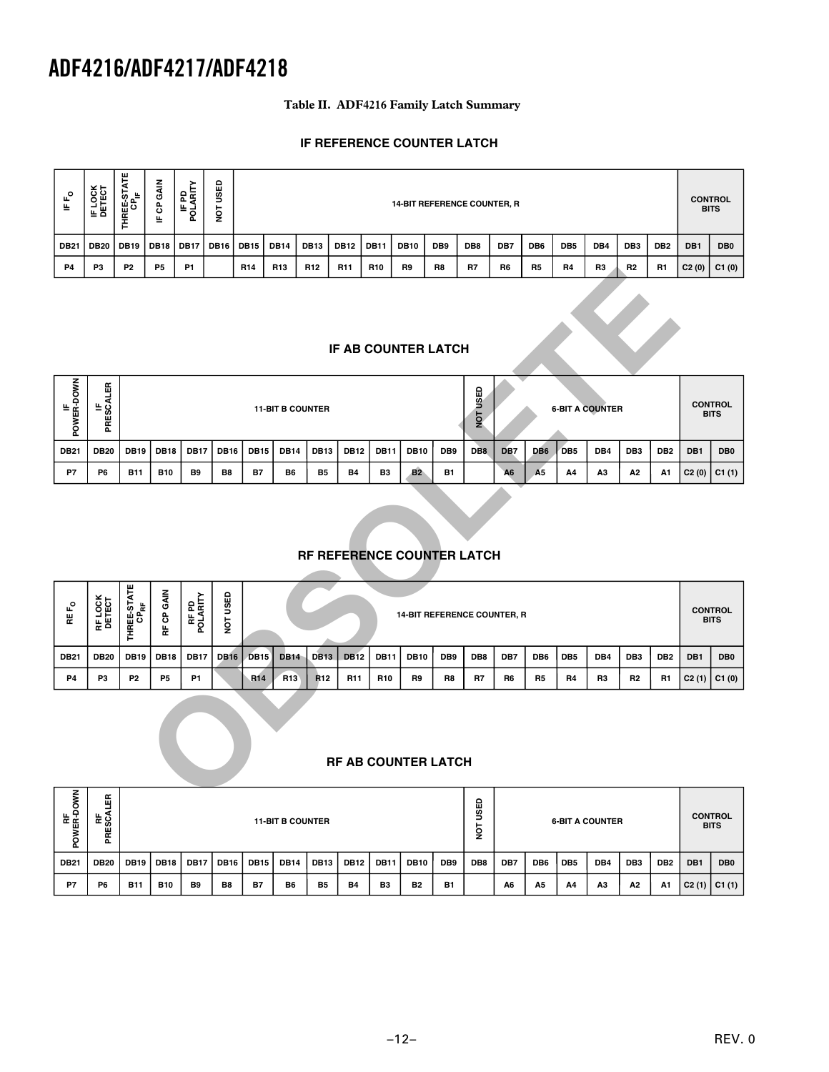**Table II. ADF4216 Family Latch Summary**

### IF REFERENCE COUNTER LATCH

| IF $F_O$ | IF LOCK DETECT | THREE-STATE $CP_{IF}$ | IF CP GAIN | IF PD POLARITY | NOT USED | 14-BIT REFERENCE COUNTER, R | | | | | | | | | | | | | | CONTROL BITS | |
|---|---|---|---|---|---|---|---|---|---|---|---|---|---|---|---|---|---|---|---|---|---|
| DB21 | DB20 | DB19 | DB18 | DB17 | DB16 | DB15 | DB14 | DB13 | DB12 | DB11 | DB10 | DB9 | DB8 | DB7 | DB6 | DB5 | DB4 | DB3 | DB2 | DB1 | DB0 |
| P4 | P3 | P2 | P5 | P1 | | R14 | R13 | R12 | R11 | R10 | R9 | R8 | R7 | R6 | R5 | R4 | R3 | R2 | R1 | C2 (0) | C1 (0) |

### IF AB COUNTER LATCH

| IF POWER-DOWN | IF PRESCALER | 11-BIT B COUNTER | | | | | | | | | | | NOT USED | 6-BIT A COUNTER | | | | | | CONTROL BITS | |
|---|---|---|---|---|---|---|---|---|---|---|---|---|---|---|---|---|---|---|---|---|---|
| DB21 | DB20 | DB19 | DB18 | DB17 | DB16 | DB15 | DB14 | DB13 | DB12 | DB11 | DB10 | DB9 | DB8 | DB7 | DB6 | DB5 | DB4 | DB3 | DB2 | DB1 | DB0 |
| P7 | P6 | B11 | B10 | B9 | B8 | B7 | B6 | B5 | B4 | B3 | B2 | B1 | | A6 | A5 | A4 | A3 | A2 | A1 | C2 (0) | C1 (1) |

### RF REFERENCE COUNTER LATCH

| RE $F_O$ | RF LOCK DETECT | THREE-STATE $CP_{RF}$ | RF CP GAIN | RF PD POLARITY | NOT USED | 14-BIT REFERENCE COUNTER, R | | | | | | | | | | | | | | CONTROL BITS | |
|---|---|---|---|---|---|---|---|---|---|---|---|---|---|---|---|---|---|---|---|---|---|
| DB21 | DB20 | DB19 | DB18 | DB17 | DB16 | DB15 | DB14 | DB13 | DB12 | DB11 | DB10 | DB9 | DB8 | DB7 | DB6 | DB5 | DB4 | DB3 | DB2 | DB1 | DB0 |
| P4 | P3 | P2 | P5 | P1 | | R14 | R13 | R12 | R11 | R10 | R9 | R8 | R7 | R6 | R5 | R4 | R3 | R2 | R1 | C2 (1) | C1 (0) |

### RF AB COUNTER LATCH

| RF POWER-DOWN | RF PRESCALER | 11-BIT B COUNTER | | | | | | | | | | | NOT USED | 6-BIT A COUNTER | | | | | | CONTROL BITS | |
|---|---|---|---|---|---|---|---|---|---|---|---|---|---|---|---|---|---|---|---|---|---|
| DB21 | DB20 | DB19 | DB18 | DB17 | DB16 | DB15 | DB14 | DB13 | DB12 | DB11 | DB10 | DB9 | DB8 | DB7 | DB6 | DB5 | DB4 | DB3 | DB2 | DB1 | DB0 |
| P7 | P6 | B11 | B10 | B9 | B8 | B7 | B6 | B5 | B4 | B3 | B2 | B1 | | A6 | A5 | A4 | A3 | A2 | A1 | C2 (1) | C1 (1) |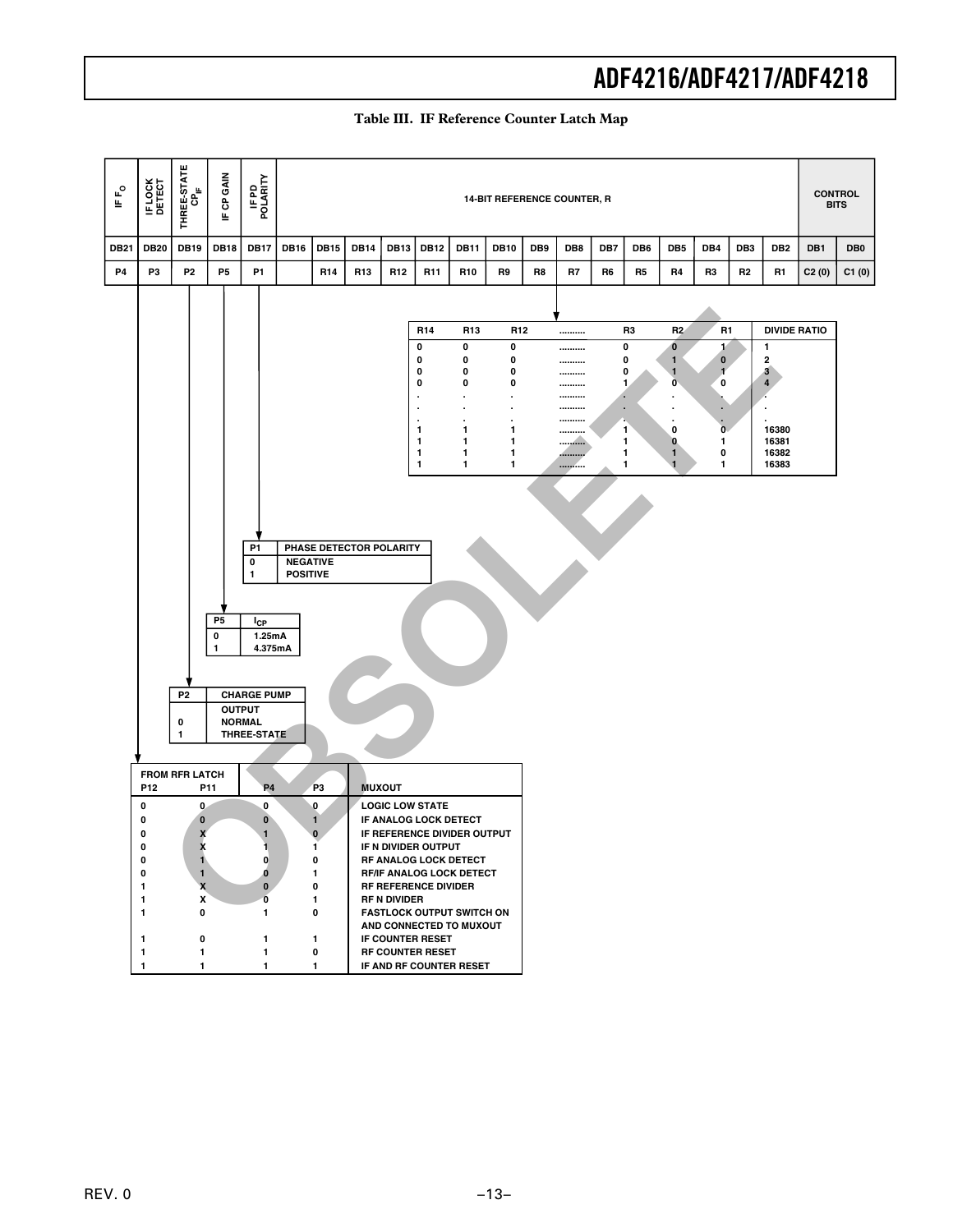**Table III. IF Reference Counter Latch Map**

| IF $F_O$ | IF LOCK DETECT | THREE-STATE $CP_{IF}$ | IF CP GAIN | IF PD POLARITY | 14-BIT REFERENCE COUNTER, R | | | | | | | | | | | | | | | CONTROL BITS | |
|---|---|---|---|---|---|---|---|---|---|---|---|---|---|---|---|---|---|---|---|---|---|
| DB21 | DB20 | DB19 | DB18 | DB17 | DB16 | DB15 | DB14 | DB13 | DB12 | DB11 | DB10 | DB9 | DB8 | DB7 | DB6 | DB5 | DB4 | DB3 | DB2 | DB1 | DB0 |
| P4 | P3 | P2 | P5 | P1 | | R14 | R13 | R12 | R11 | R10 | R9 | R8 | R7 | R6 | R5 | R4 | R3 | R2 | R1 | C2 (0) | C1 (0) |

| R14 | R13 | R12 | .......... | R3 | R2 | R1 | DIVIDE RATIO |
|---|---|---|---|---|---|---|---|
| 0 | 0 | 0 | .......... | 0 | 0 | 1 | 1 |
| 0 | 0 | 0 | .......... | 0 | 1 | 0 | 2 |
| 0 | 0 | 0 | .......... | 0 | 1 | 1 | 3 |
| 0 | 0 | 0 | .......... | 1 | 0 | 0 | 4 |
| . | . | . | .......... | . | . | . | . |
| . | . | . | .......... | . | . | . | . |
| . | . | . | .......... | . | . | . | . |
| 1 | 1 | 1 | .......... | 1 | 0 | 0 | 16380 |
| 1 | 1 | 1 | .......... | 1 | 0 | 1 | 16381 |
| 1 | 1 | 1 | .......... | 1 | 1 | 0 | 16382 |
| 1 | 1 | 1 | .......... | 1 | 1 | 1 | 16383 |

| P1 | PHASE DETECTOR POLARITY |
|---|---|
| 0 | NEGATIVE |
| 1 | POSITIVE |

| P5 | $I_{CP}$ |
|---|---|
| 0 | 1.25mA |
| 1 | 4.375mA |

| P2 | CHARGE PUMP OUTPUT |
|---|---|
| 0 | NORMAL |
| 1 | THREE-STATE |

| FROM RFR LATCH P12 | P11 | P4 | P3 | MUXOUT |
|---|---|---|---|---|
| 0 | 0 | 0 | 0 | LOGIC LOW STATE |
| 0 | 0 | 0 | 1 | IF ANALOG LOCK DETECT |
| 0 | X | 1 | 0 | IF REFERENCE DIVIDER OUTPUT |
| 0 | X | 1 | 1 | IF N DIVIDER OUTPUT |
| 0 | 1 | 0 | 0 | RF ANALOG LOCK DETECT |
| 0 | 1 | 0 | 1 | RF/IF ANALOG LOCK DETECT |
| 1 | X | 0 | 0 | RF REFERENCE DIVIDER |
| 1 | X | 0 | 1 | RF N DIVIDER |
| 1 | 0 | 1 | 0 | FASTLOCK OUTPUT SWITCH ON AND CONNECTED TO MUXOUT |
| 1 | 0 | 1 | 1 | IF COUNTER RESET |
| 1 | 1 | 1 | 0 | RF COUNTER RESET |
| 1 | 1 | 1 | 1 | IF AND RF COUNTER RESET |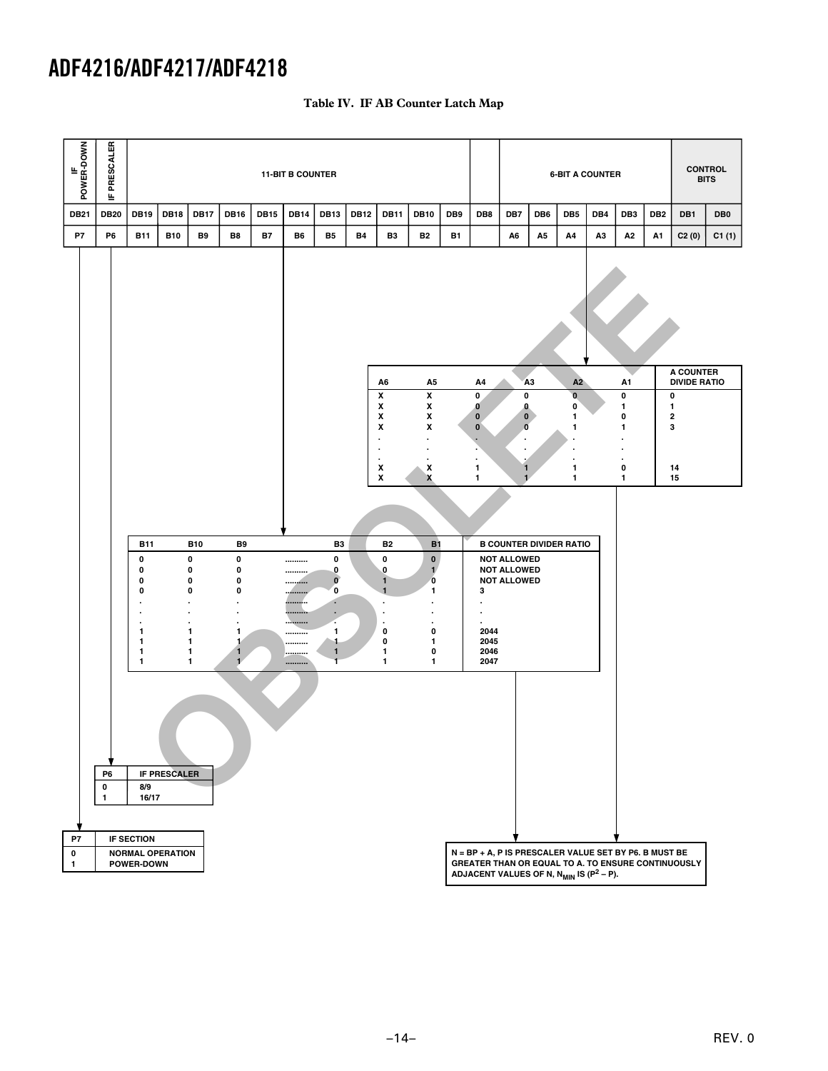**Table IV. IF AB Counter Latch Map**

| IF POWER-DOWN | IF PRESCALER | 11-BIT B COUNTER | | | | | | | | | | | | 6-BIT A COUNTER | | | | | | CONTROL BITS | |
|---|---|---|---|---|---|---|---|---|---|---|---|---|---|---|---|---|---|---|---|---|---|
| DB21 | DB20 | DB19 | DB18 | DB17 | DB16 | DB15 | DB14 | DB13 | DB12 | DB11 | DB10 | DB9 | DB8 | DB7 | DB6 | DB5 | DB4 | DB3 | DB2 | DB1 | DB0 |
| P7 | P6 | B11 | B10 | B9 | B8 | B7 | B6 | B5 | B4 | B3 | B2 | B1 | | A6 | A5 | A4 | A3 | A2 | A1 | C2 (0) | C1 (1) |

| A6 | A5 | A4 | A3 | A2 | A1 | A COUNTER DIVIDE RATIO |
|---|---|---|---|---|---|---|
| X | X | 0 | 0 | 0 | 0 | 0 |
| X | X | 0 | 0 | 0 | 1 | 1 |
| X | X | 0 | 0 | 1 | 0 | 2 |
| X | X | 0 | 0 | 1 | 1 | 3 |
| . | . | . | . | . | . | |
| . | . | . | . | . | . | |
| . | . | . | . | . | . | |
| X | X | 1 | 1 | 1 | 0 | 14 |
| X | X | 1 | 1 | 1 | 1 | 15 |

| B11 | B10 | B9 | | B3 | B2 | B1 | B COUNTER DIVIDER RATIO |
|---|---|---|---|---|---|---|---|
| 0 | 0 | 0 | .......... | 0 | 0 | 0 | NOT ALLOWED |
| 0 | 0 | 0 | .......... | 0 | 0 | 1 | NOT ALLOWED |
| 0 | 0 | 0 | .......... | 0 | 1 | 0 | NOT ALLOWED |
| 0 | 0 | 0 | .......... | 0 | 1 | 1 | 3 |
| . | . | . | .......... | . | . | . | . |
| . | . | . | .......... | . | . | . | . |
| . | . | . | .......... | . | . | . | . |
| 1 | 1 | 1 | .......... | 1 | 0 | 0 | 2044 |
| 1 | 1 | 1 | .......... | 1 | 0 | 1 | 2045 |
| 1 | 1 | 1 | .......... | 1 | 1 | 0 | 2046 |
| 1 | 1 | 1 | .......... | 1 | 1 | 1 | 2047 |

| P6 | IF PRESCALER |
|---|---|
| 0 | 8/9 |
| 1 | 16/17 |

| P7 | IF SECTION |
|---|---|
| 0 | NORMAL OPERATION |
| 1 | POWER-DOWN |

N = BP + A, P IS PRESCALER VALUE SET BY P6. B MUST BE GREATER THAN OR EQUAL TO A. TO ENSURE CONTINUOUSLY ADJACENT VALUES OF N, $N_{MIN}$ IS $(P^2 - P)$.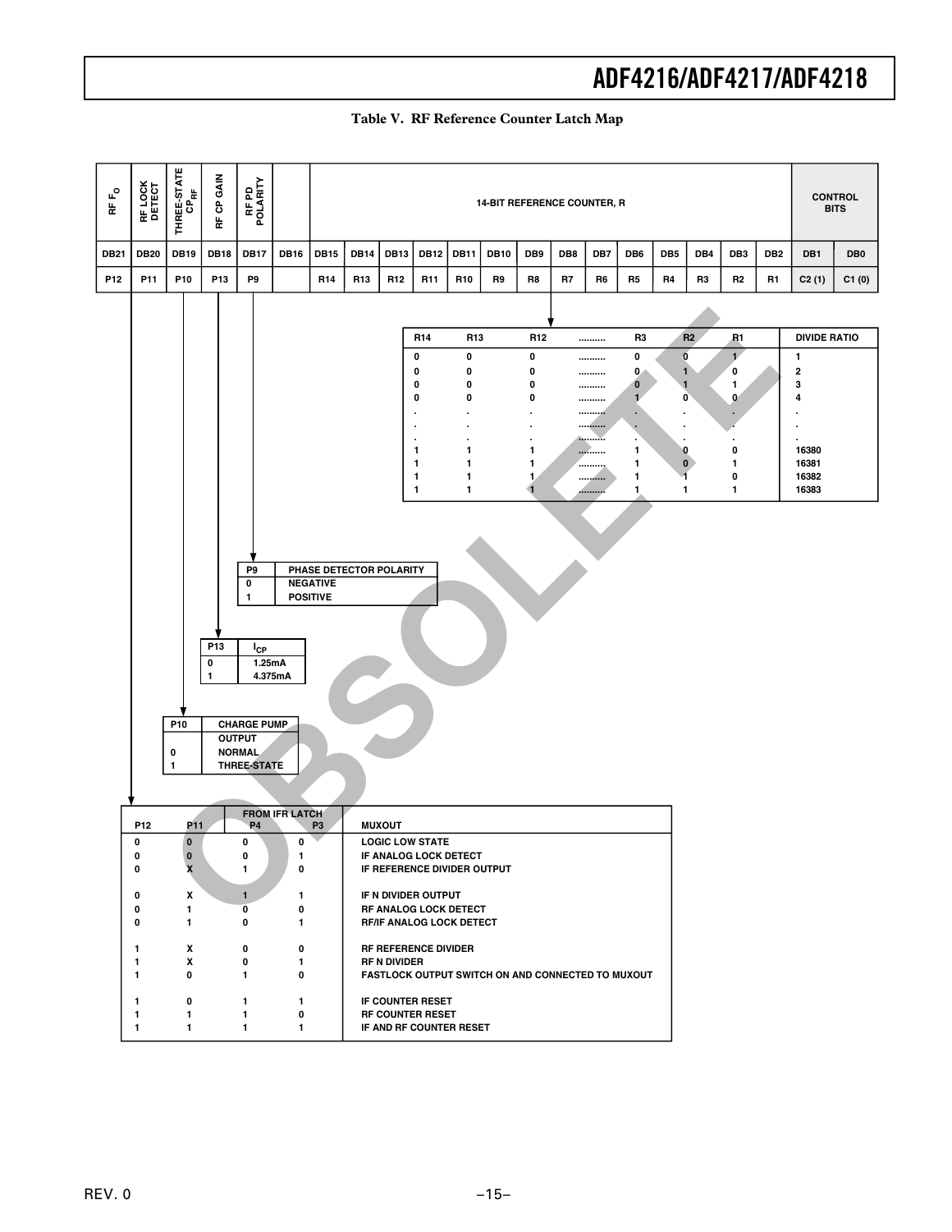## Table V. RF Reference Counter Latch Map

| RF $F_O$ | RF LOCK DETECT | THREE-STATE $CP_{RF}$ | RF CP GAIN | RF PD POLARITY | | 14-BIT REFERENCE COUNTER, R | | | | | | | | | | | | | | CONTROL BITS | |
|---|---|---|---|---|---|---|---|---|---|---|---|---|---|---|---|---|---|---|---|---|---|
| DB21 | DB20 | DB19 | DB18 | DB17 | DB16 | DB15 | DB14 | DB13 | DB12 | DB11 | DB10 | DB9 | DB8 | DB7 | DB6 | DB5 | DB4 | DB3 | DB2 | DB1 | DB0 |
| P12 | P11 | P10 | P13 | P9 | | R14 | R13 | R12 | R11 | R10 | R9 | R8 | R7 | R6 | R5 | R4 | R3 | R2 | R1 | C2 (1) | C1 (0) |

| R14 | R13 | R12 | .......... | R3 | R2 | R1 | DIVIDE RATIO |
|---|---|---|---|---|---|---|---|
| 0 | 0 | 0 | .......... | 0 | 0 | 1 | 1 |
| 0 | 0 | 0 | .......... | 0 | 1 | 0 | 2 |
| 0 | 0 | 0 | .......... | 0 | 1 | 1 | 3 |
| 0 | 0 | 0 | .......... | 1 | 0 | 0 | 4 |
| . | . | . | .......... | . | . | . | . |
| . | . | . | .......... | . | . | . | . |
| . | . | . | .......... | . | . | . | . |
| 1 | 1 | 1 | .......... | 1 | 0 | 0 | 16380 |
| 1 | 1 | 1 | .......... | 1 | 0 | 1 | 16381 |
| 1 | 1 | 1 | .......... | 1 | 1 | 0 | 16382 |
| 1 | 1 | 1 | .......... | 1 | 1 | 1 | 16383 |

| P9 | PHASE DETECTOR POLARITY |
|---|---|
| 0 | NEGATIVE |
| 1 | POSITIVE |

| P13 | $I_{CP}$ |
|---|---|
| 0 | 1.25mA |
| 1 | 4.375mA |

| P10 | CHARGE PUMP OUTPUT |
|---|---|
| 0 | NORMAL |
| 1 | THREE-STATE |

| P12 | P11 | P4 (FROM IFR LATCH) | P3 (FROM IFR LATCH) | MUXOUT |
|---|---|---|---|---|
| 0 | 0 | 0 | 0 | LOGIC LOW STATE |
| 0 | 0 | 0 | 1 | IF ANALOG LOCK DETECT |
| 0 | X | 1 | 0 | IF REFERENCE DIVIDER OUTPUT |
| 0 | X | 1 | 1 | IF N DIVIDER OUTPUT |
| 0 | 1 | 0 | 0 | RF ANALOG LOCK DETECT |
| 0 | 1 | 0 | 1 | RF/IF ANALOG LOCK DETECT |
| 1 | X | 0 | 0 | RF REFERENCE DIVIDER |
| 1 | X | 0 | 1 | RF N DIVIDER |
| 1 | 0 | 1 | 0 | FASTLOCK OUTPUT SWITCH ON AND CONNECTED TO MUXOUT |
| 1 | 0 | 1 | 1 | IF COUNTER RESET |
| 1 | 1 | 1 | 0 | RF COUNTER RESET |
| 1 | 1 | 1 | 1 | IF AND RF COUNTER RESET |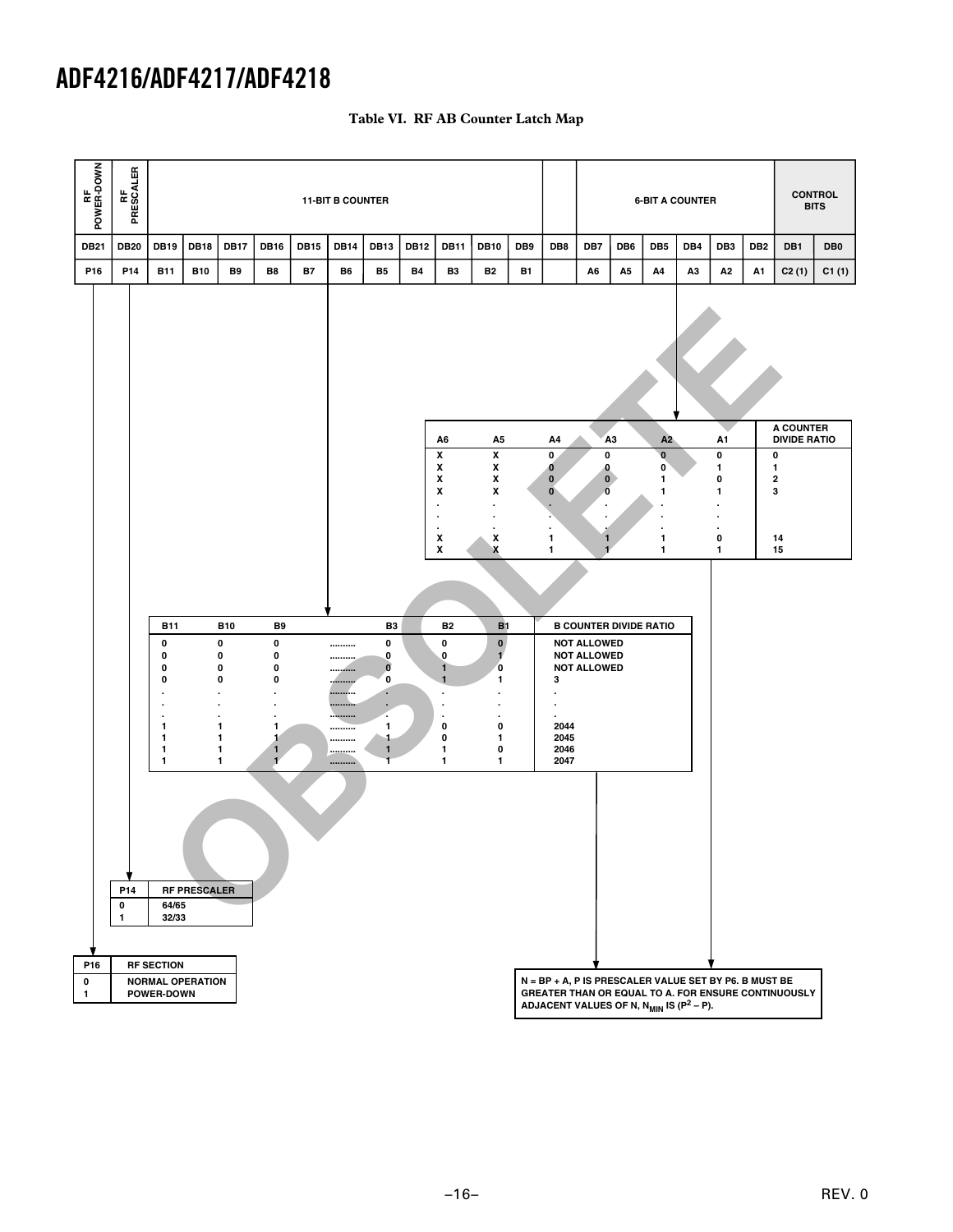## Table VI. RF AB Counter Latch Map

| RF POWER-DOWN | RF PRESCALER | 11-BIT B COUNTER | | | | | | | | | | | | 6-BIT A COUNTER | | | | | | CONTROL BITS | |
|---|---|---|---|---|---|---|---|---|---|---|---|---|---|---|---|---|---|---|---|---|---|
| DB21 | DB20 | DB19 | DB18 | DB17 | DB16 | DB15 | DB14 | DB13 | DB12 | DB11 | DB10 | DB9 | DB8 | DB7 | DB6 | DB5 | DB4 | DB3 | DB2 | DB1 | DB0 |
| P16 | P14 | B11 | B10 | B9 | B8 | B7 | B6 | B5 | B4 | B3 | B2 | B1 | | A6 | A5 | A4 | A3 | A2 | A1 | C2 (1) | C1 (1) |

| A6 | A5 | A4 | A3 | A2 | A1 | A COUNTER DIVIDE RATIO |
|---|---|---|---|---|---|---|
| X | X | 0 | 0 | 0 | 0 | 0 |
| X | X | 0 | 0 | 0 | 1 | 1 |
| X | X | 0 | 0 | 1 | 0 | 2 |
| X | X | 0 | 0 | 1 | 1 | 3 |
| . | . | . | . | . | . | . |
| . | . | . | . | . | . | . |
| . | . | . | . | . | . | . |
| X | X | 1 | 1 | 1 | 0 | 14 |
| X | X | 1 | 1 | 1 | 1 | 15 |

| B11 | B10 | B9 | | B3 | B2 | B1 | B COUNTER DIVIDE RATIO |
|---|---|---|---|---|---|---|---|
| 0 | 0 | 0 | .......... | 0 | 0 | 0 | NOT ALLOWED |
| 0 | 0 | 0 | .......... | 0 | 0 | 1 | NOT ALLOWED |
| 0 | 0 | 0 | .......... | 0 | 1 | 0 | NOT ALLOWED |
| 0 | 0 | 0 | .......... | 0 | 1 | 1 | 3 |
| . | . | . | .......... | . | . | . | . |
| . | . | . | .......... | . | . | . | . |
| . | . | . | .......... | . | . | . | . |
| 1 | 1 | 1 | .......... | 1 | 0 | 0 | 2044 |
| 1 | 1 | 1 | .......... | 1 | 0 | 1 | 2045 |
| 1 | 1 | 1 | .......... | 1 | 1 | 0 | 2046 |
| 1 | 1 | 1 | .......... | 1 | 1 | 1 | 2047 |

| P14 | RF PRESCALER |
|---|---|
| 0 | 64/65 |
| 1 | 32/33 |

| P16 | RF SECTION |
|---|---|
| 0 | NORMAL OPERATION |
| 1 | POWER-DOWN |

N = BP + A, P IS PRESCALER VALUE SET BY P6. B MUST BE GREATER THAN OR EQUAL TO A. FOR ENSURE CONTINUOUSLY ADJACENT VALUES OF N, $N_{MIN}$ IS $(P^2 – P)$.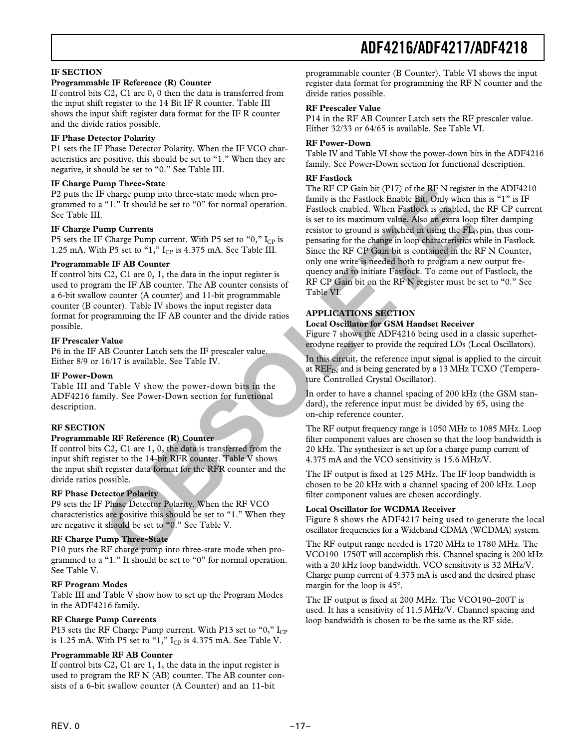## IF SECTION

### Programmable IF Reference (R) Counter

If control bits C2, C1 are 0, 0 then the data is transferred from the input shift register to the 14 Bit IF R counter. Table III shows the input shift register data format for the IF R counter and the divide ratios possible.

### IF Phase Detector Polarity

P1 sets the IF Phase Detector Polarity. When the IF VCO characteristics are positive, this should be set to "1." When they are negative, it should be set to "0." See Table III.

### IF Charge Pump Three-State

P2 puts the IF charge pump into three-state mode when programmed to a "1." It should be set to "0" for normal operation. See Table III.

### IF Charge Pump Currents

P5 sets the IF Charge Pump current. With P5 set to "0," $I_{CP}$ is 1.25 mA. With P5 set to "1," $I_{CP}$ is 4.375 mA. See Table III.

### Programmable IF AB Counter

If control bits C2, C1 are 0, 1, the data in the input register is used to program the IF AB counter. The AB counter consists of a 6-bit swallow counter (A counter) and 11-bit programmable counter (B counter). Table IV shows the input register data format for programming the IF AB counter and the divide ratios possible.

### IF Prescaler Value

P6 in the IF AB Counter Latch sets the IF prescaler value. Either 8/9 or 16/17 is available. See Table IV.

### IF Power-Down

Table III and Table V show the power-down bits in the ADF4216 family. See Power-Down section for functional description.

## RF SECTION

### Programmable RF Reference (R) Counter

If control bits C2, C1 are 1, 0, the data is transferred from the input shift register to the 14-bit RFR counter. Table V shows the input shift register data format for the RFR counter and the divide ratios possible.

### RF Phase Detector Polarity

P9 sets the IF Phase Detector Polarity. When the RF VCO characteristics are positive this should be set to "1." When they are negative it should be set to "0." See Table V.

### RF Charge Pump Three-State

P10 puts the RF charge pump into three-state mode when programmed to a "1." It should be set to "0" for normal operation. See Table V.

### RF Program Modes

Table III and Table V show how to set up the Program Modes in the ADF4216 family.

### RF Charge Pump Currents

P13 sets the RF Charge Pump current. With P13 set to "0," $I_{CP}$ is 1.25 mA. With P5 set to "1," $I_{CP}$ is 4.375 mA. See Table V.

### Programmable RF AB Counter

If control bits C2, C1 are 1, 1, the data in the input register is used to program the RF N (AB) counter. The AB counter consists of a 6-bit swallow counter (A Counter) and an 11-bit programmable counter (B Counter). Table VI shows the input register data format for programming the RF N counter and the divide ratios possible.

### RF Prescaler Value

P14 in the RF AB Counter Latch sets the RF prescaler value. Either 32/33 or 64/65 is available. See Table VI.

### RF Power-Down

Table IV and Table VI show the power-down bits in the ADF4216 family. See Power-Down section for functional description.

### RF Fastlock

The RF CP Gain bit (P17) of the RF N register in the ADF4210 family is the Fastlock Enable Bit. Only when this is "1" is IF Fastlock enabled. When Fastlock is enabled, the RF CP current is set to its maximum value. Also an extra loop filter damping resistor to ground is switched in using the $FL_O$ pin, thus compensating for the change in loop characteristics while in Fastlock. Since the RF CP Gain bit is contained in the RF N Counter, only one write is needed both to program a new output frequency and to initiate Fastlock. To come out of Fastlock, the RF CP Gain bit on the RF N register must be set to "0." See Table VI.

## APPLICATIONS SECTION

### Local Oscillator for GSM Handset Receiver

Figure 7 shows the ADF4216 being used in a classic superheterodyne receiver to provide the required LOs (Local Oscillators).

In this circuit, the reference input signal is applied to the circuit at $REF_{IN}$ and is being generated by a 13 MHz TCXO (Temperature Controlled Crystal Oscillator).

In order to have a channel spacing of 200 kHz (the GSM standard), the reference input must be divided by 65, using the on-chip reference counter.

The RF output frequency range is 1050 MHz to 1085 MHz. Loop filter component values are chosen so that the loop bandwidth is 20 kHz. The synthesizer is set up for a charge pump current of 4.375 mA and the VCO sensitivity is 15.6 MHz/V.

The IF output is fixed at 125 MHz. The IF loop bandwidth is chosen to be 20 kHz with a channel spacing of 200 kHz. Loop filter component values are chosen accordingly.

### Local Oscillator for WCDMA Receiver

Figure 8 shows the ADF4217 being used to generate the local oscillator frequencies for a Wideband CDMA (WCDMA) system.

The RF output range needed is 1720 MHz to 1780 MHz. The VCO190–1750T will accomplish this. Channel spacing is 200 kHz with a 20 kHz loop bandwidth. VCO sensitivity is 32 MHz/V. Charge pump current of 4.375 mA is used and the desired phase margin for the loop is 45°.

The IF output is fixed at 200 MHz. The VCO190–200T is used. It has a sensitivity of 11.5 MHz/V. Channel spacing and loop bandwidth is chosen to be the same as the RF side.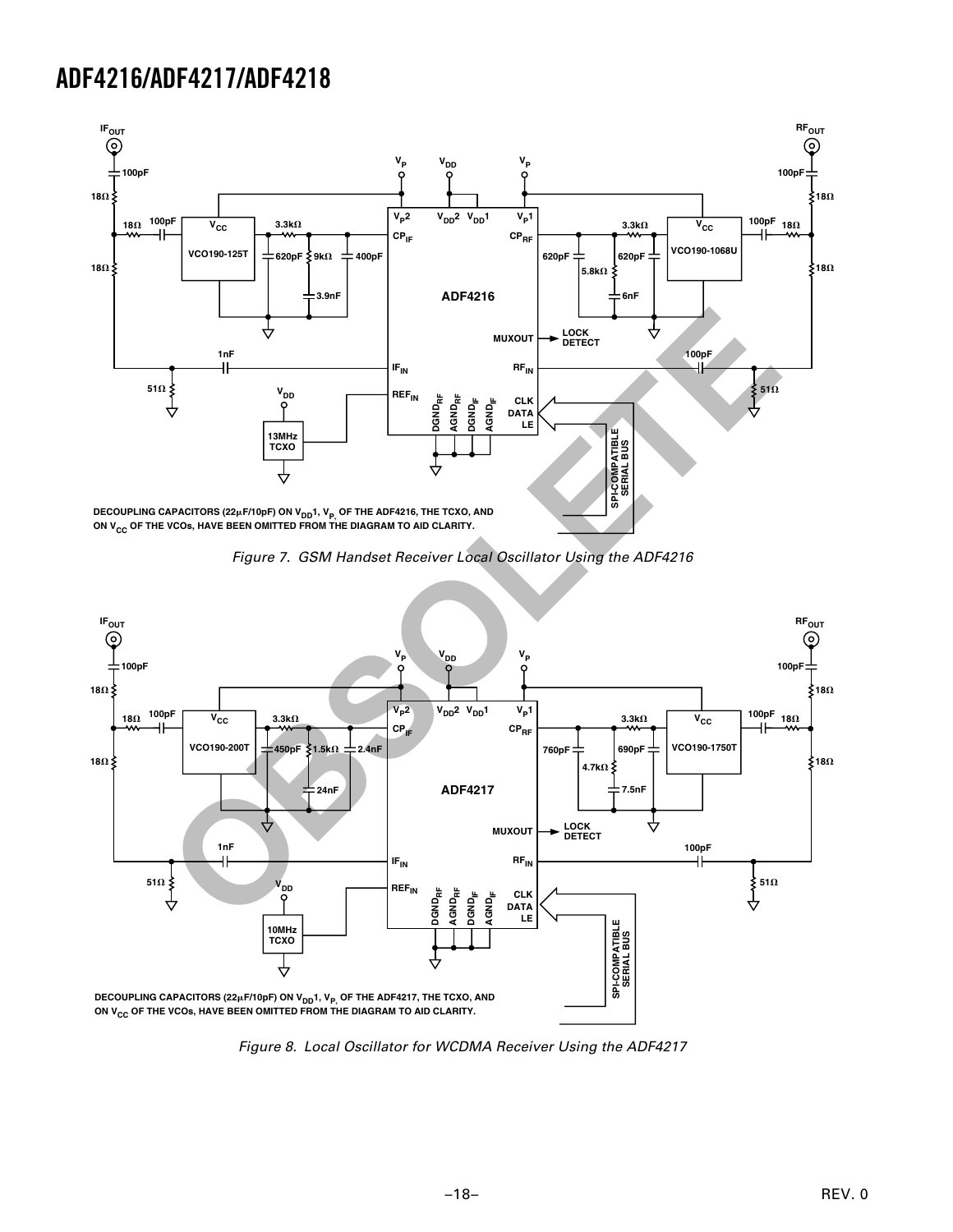DECOUPLING CAPACITORS (22μF/10pF) ON $V_{DD}1$, $V_P$, OF THE ADF4216, THE TCXO, AND ON $V_{CC}$ OF THE VCOs, HAVE BEEN OMITTED FROM THE DIAGRAM TO AID CLARITY.

*Figure 7. GSM Handset Receiver Local Oscillator Using the ADF4216*

DECOUPLING CAPACITORS (22μF/10pF) ON $V_{DD}1$, $V_P$, OF THE ADF4217, THE TCXO, AND ON $V_{CC}$ OF THE VCOs, HAVE BEEN OMITTED FROM THE DIAGRAM TO AID CLARITY.

*Figure 8. Local Oscillator for WCDMA Receiver Using the ADF4217*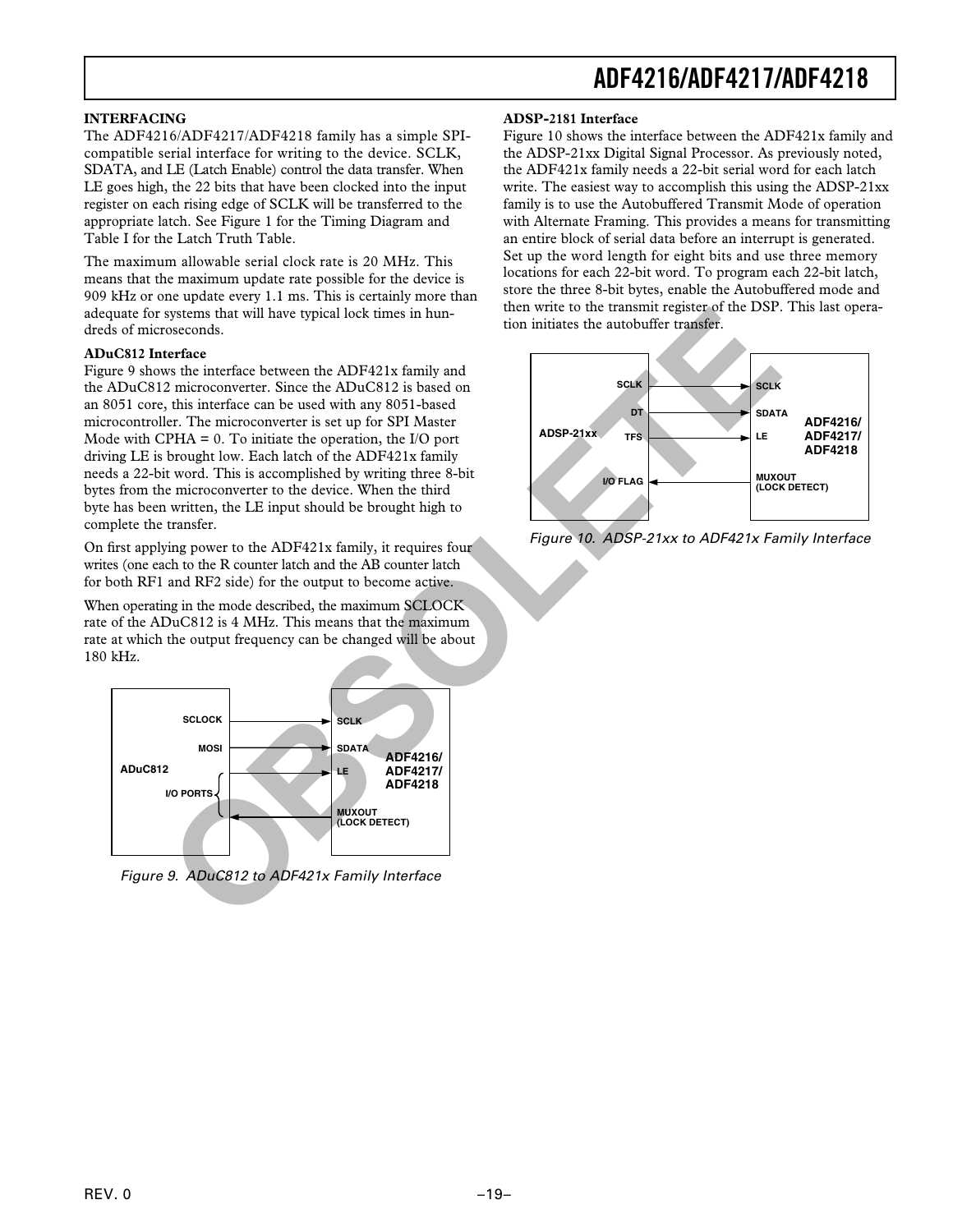## INTERFACING

The ADF4216/ADF4217/ADF4218 family has a simple SPI-compatible serial interface for writing to the device. SCLK, SDATA, and LE (Latch Enable) control the data transfer. When LE goes high, the 22 bits that have been clocked into the input register on each rising edge of SCLK will be transferred to the appropriate latch. See Figure 1 for the Timing Diagram and Table I for the Latch Truth Table.

The maximum allowable serial clock rate is 20 MHz. This means that the maximum update rate possible for the device is 909 kHz or one update every 1.1 ms. This is certainly more than adequate for systems that will have typical lock times in hundreds of microseconds.

### ADuC812 Interface

Figure 9 shows the interface between the ADF421x family and the ADuC812 microconverter. Since the ADuC812 is based on an 8051 core, this interface can be used with any 8051-based microcontroller. The microconverter is set up for SPI Master Mode with CPHA = 0. To initiate the operation, the I/O port driving LE is brought low. Each latch of the ADF421x family needs a 22-bit word. This is accomplished by writing three 8-bit bytes from the microconverter to the device. When the third byte has been written, the LE input should be brought high to complete the transfer.

On first applying power to the ADF421x family, it requires four writes (one each to the R counter latch and the AB counter latch for both RF1 and RF2 side) for the output to become active.

When operating in the mode described, the maximum SCLOCK rate of the ADuC812 is 4 MHz. This means that the maximum rate at which the output frequency can be changed will be about 180 kHz.

*Figure 9. ADuC812 to ADF421x Family Interface*

### ADSP-2181 Interface

Figure 10 shows the interface between the ADF421x family and the ADSP-21xx Digital Signal Processor. As previously noted, the ADF421x family needs a 22-bit serial word for each latch write. The easiest way to accomplish this using the ADSP-21xx family is to use the Autobuffered Transmit Mode of operation with Alternate Framing. This provides a means for transmitting an entire block of serial data before an interrupt is generated. Set up the word length for eight bits and use three memory locations for each 22-bit word. To program each 22-bit latch, store the three 8-bit bytes, enable the Autobuffered mode and then write to the transmit register of the DSP. This last operation initiates the autobuffer transfer.

*Figure 10. ADSP-21xx to ADF421x Family Interface*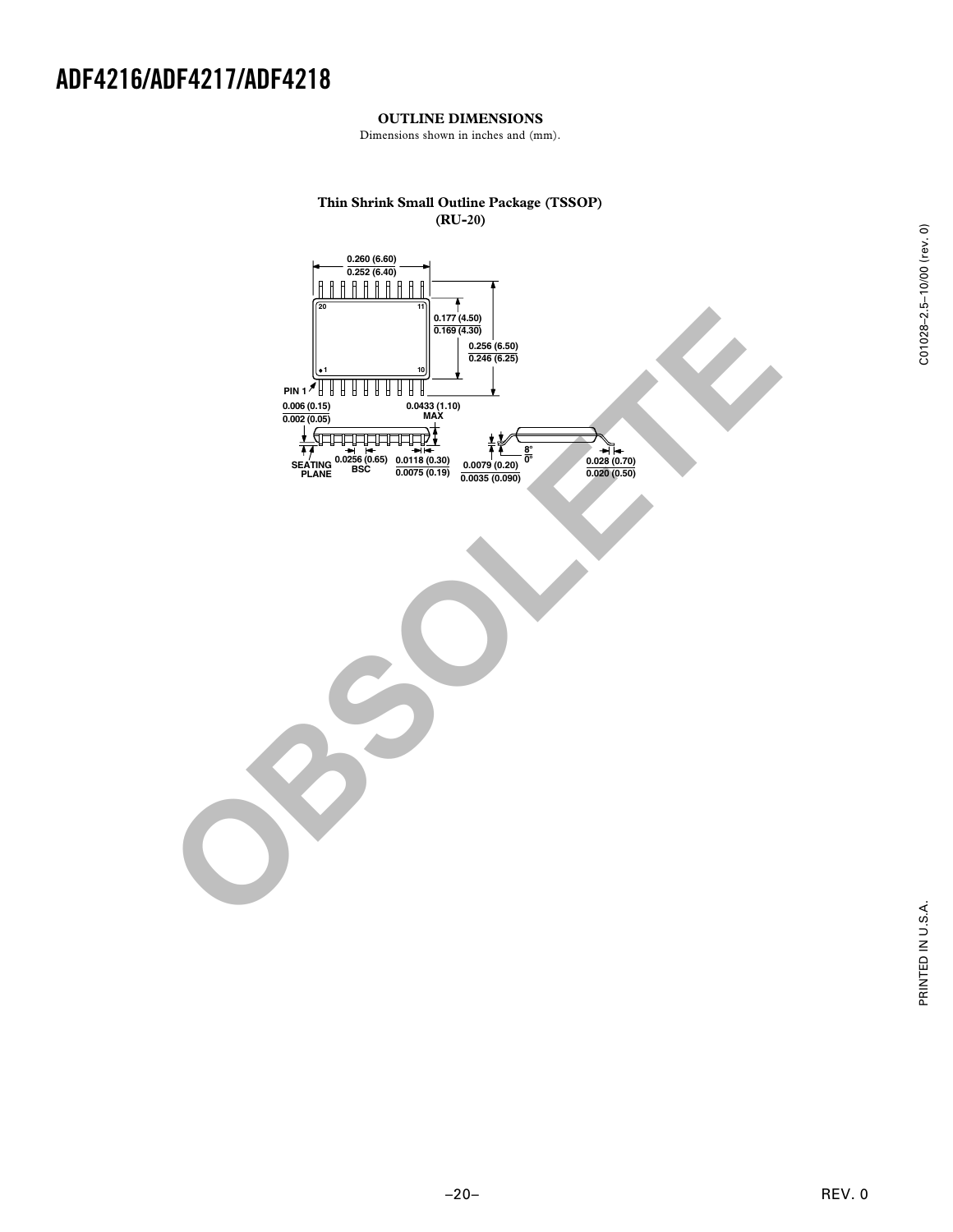## OUTLINE DIMENSIONS

Dimensions shown in inches and (mm).

### Thin Shrink Small Outline Package (TSSOP) (RU-20)

0.260 (6.60)
0.252 (6.40)

20
11

0.177 (4.50)
0.169 (4.30)

0.256 (6.50)
0.246 (6.25)

1
10

PIN 1

0.006 (0.15)
0.002 (0.05)

0.0433 (1.10)
MAX

SEATING PLANE

0.0256 (0.65) BSC

0.0118 (0.30)
0.0075 (0.19)

0.0079 (0.20)
0.0035 (0.090)

8°
0°

0.028 (0.70)
0.020 (0.50)

C01028–2.5–10/00 (rev. 0)

PRINTED IN U.S.A.

OBSOLETE